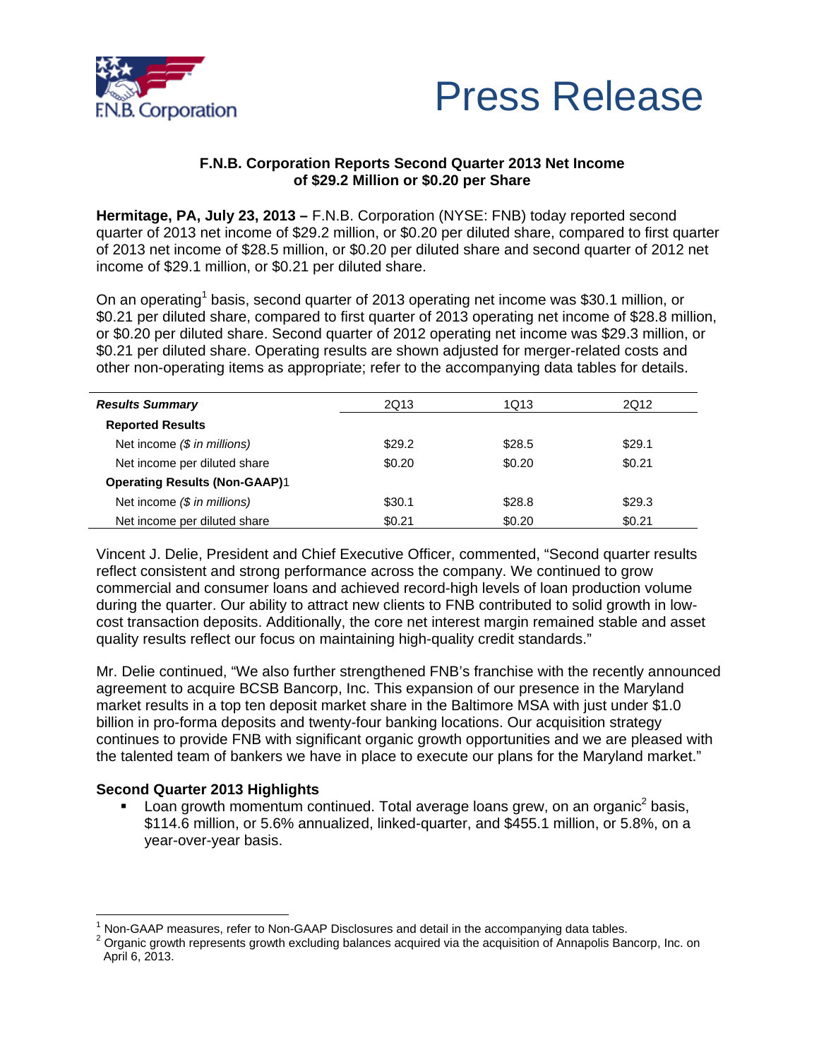F.N.B. Corporation

# Press Release

**F.N.B. Corporation Reports Second Quarter 2013 Net Income of $29.2 Million or $0.20 per Share**

**Hermitage, PA, July 23, 2013 –** F.N.B. Corporation (NYSE: FNB) today reported second quarter of 2013 net income of $29.2 million, or $0.20 per diluted share, compared to first quarter of 2013 net income of $28.5 million, or $0.20 per diluted share and second quarter of 2012 net income of $29.1 million, or $0.21 per diluted share.

On an operating[1] basis, second quarter of 2013 operating net income was $30.1 million, or $0.21 per diluted share, compared to first quarter of 2013 operating net income of $28.8 million, or $0.20 per diluted share. Second quarter of 2012 operating net income was $29.3 million, or $0.21 per diluted share. Operating results are shown adjusted for merger-related costs and other non-operating items as appropriate; refer to the accompanying data tables for details.

| ***Results Summary*** | 2Q13 | 1Q13 | 2Q12 |
|---|---|---|---|
| **Reported Results** | | | |
| Net income *($ in millions)* | $29.2 | $28.5 | $29.1 |
| Net income per diluted share | $0.20 | $0.20 | $0.21 |
| **Operating Results (Non-GAAP)**1 | | | |
| Net income *($ in millions)* | $30.1 | $28.8 | $29.3 |
| Net income per diluted share | $0.21 | $0.20 | $0.21 |

Vincent J. Delie, President and Chief Executive Officer, commented, "Second quarter results reflect consistent and strong performance across the company. We continued to grow commercial and consumer loans and achieved record-high levels of loan production volume during the quarter. Our ability to attract new clients to FNB contributed to solid growth in low-cost transaction deposits. Additionally, the core net interest margin remained stable and asset quality results reflect our focus on maintaining high-quality credit standards."

Mr. Delie continued, "We also further strengthened FNB's franchise with the recently announced agreement to acquire BCSB Bancorp, Inc. This expansion of our presence in the Maryland market results in a top ten deposit market share in the Baltimore MSA with just under $1.0 billion in pro-forma deposits and twenty-four banking locations. Our acquisition strategy continues to provide FNB with significant organic growth opportunities and we are pleased with the talented team of bankers we have in place to execute our plans for the Maryland market."

## Second Quarter 2013 Highlights

- Loan growth momentum continued. Total average loans grew, on an organic[2] basis, $114.6 million, or 5.6% annualized, linked-quarter, and $455.1 million, or 5.8%, on a year-over-year basis.

---

[1] Non-GAAP measures, refer to Non-GAAP Disclosures and detail in the accompanying data tables.

[2] Organic growth represents growth excluding balances acquired via the acquisition of Annapolis Bancorp, Inc. on April 6, 2013.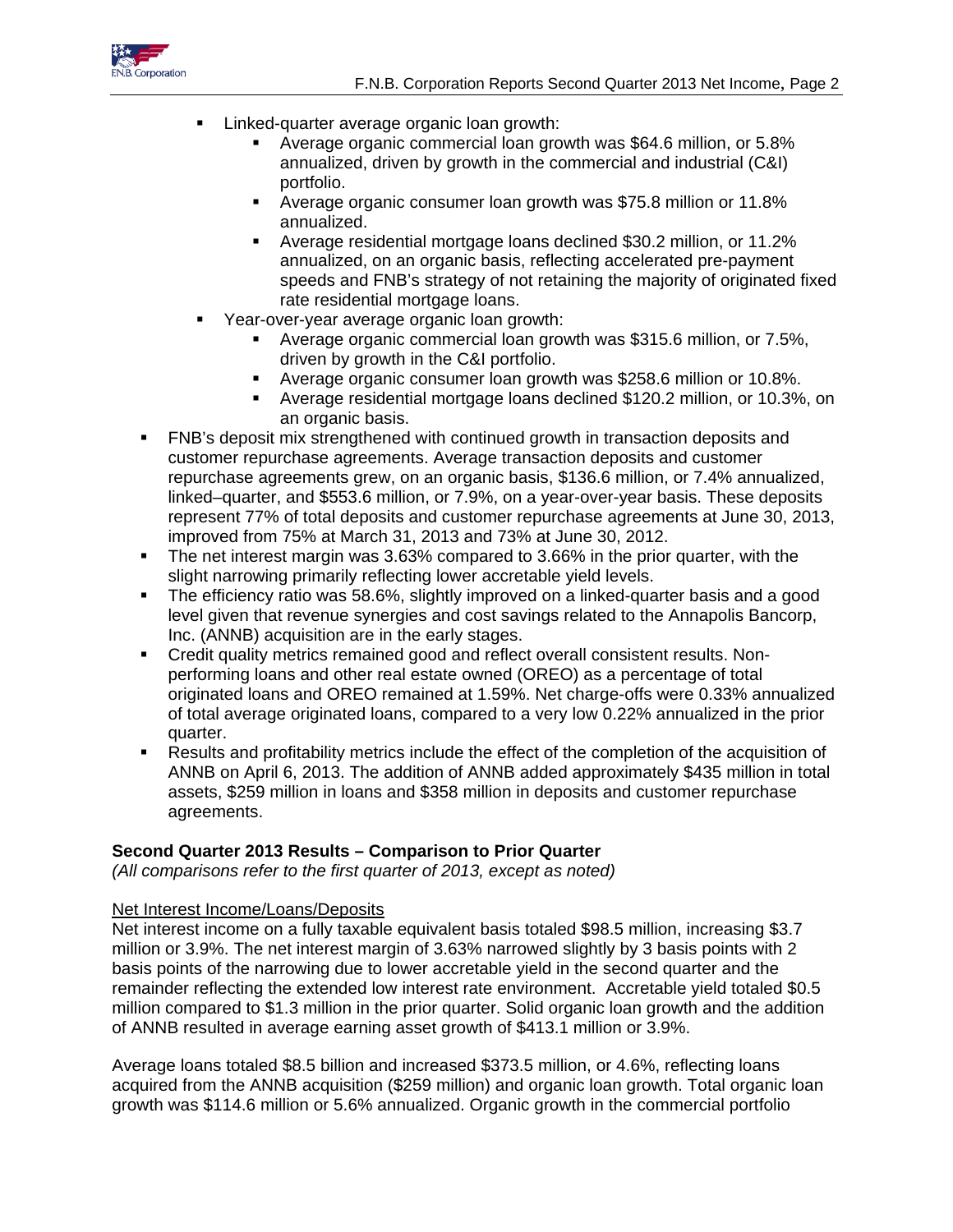- Linked-quarter average organic loan growth:
  - Average organic commercial loan growth was $64.6 million, or 5.8% annualized, driven by growth in the commercial and industrial (C&I) portfolio.
  - Average organic consumer loan growth was $75.8 million or 11.8% annualized.
  - Average residential mortgage loans declined $30.2 million, or 11.2% annualized, on an organic basis, reflecting accelerated pre-payment speeds and FNB's strategy of not retaining the majority of originated fixed rate residential mortgage loans.
- Year-over-year average organic loan growth:
  - Average organic commercial loan growth was $315.6 million, or 7.5%, driven by growth in the C&I portfolio.
  - Average organic consumer loan growth was $258.6 million or 10.8%.
  - Average residential mortgage loans declined $120.2 million, or 10.3%, on an organic basis.
- FNB's deposit mix strengthened with continued growth in transaction deposits and customer repurchase agreements. Average transaction deposits and customer repurchase agreements grew, on an organic basis, $136.6 million, or 7.4% annualized, linked–quarter, and $553.6 million, or 7.9%, on a year-over-year basis. These deposits represent 77% of total deposits and customer repurchase agreements at June 30, 2013, improved from 75% at March 31, 2013 and 73% at June 30, 2012.
- The net interest margin was 3.63% compared to 3.66% in the prior quarter, with the slight narrowing primarily reflecting lower accretable yield levels.
- The efficiency ratio was 58.6%, slightly improved on a linked-quarter basis and a good level given that revenue synergies and cost savings related to the Annapolis Bancorp, Inc. (ANNB) acquisition are in the early stages.
- Credit quality metrics remained good and reflect overall consistent results. Non-performing loans and other real estate owned (OREO) as a percentage of total originated loans and OREO remained at 1.59%. Net charge-offs were 0.33% annualized of total average originated loans, compared to a very low 0.22% annualized in the prior quarter.
- Results and profitability metrics include the effect of the completion of the acquisition of ANNB on April 6, 2013. The addition of ANNB added approximately $435 million in total assets, $259 million in loans and $358 million in deposits and customer repurchase agreements.

## Second Quarter 2013 Results – Comparison to Prior Quarter

*(All comparisons refer to the first quarter of 2013, except as noted)*

### Net Interest Income/Loans/Deposits

Net interest income on a fully taxable equivalent basis totaled $98.5 million, increasing $3.7 million or 3.9%. The net interest margin of 3.63% narrowed slightly by 3 basis points with 2 basis points of the narrowing due to lower accretable yield in the second quarter and the remainder reflecting the extended low interest rate environment. Accretable yield totaled $0.5 million compared to $1.3 million in the prior quarter. Solid organic loan growth and the addition of ANNB resulted in average earning asset growth of $413.1 million or 3.9%.

Average loans totaled $8.5 billion and increased $373.5 million, or 4.6%, reflecting loans acquired from the ANNB acquisition ($259 million) and organic loan growth. Total organic loan growth was $114.6 million or 5.6% annualized. Organic growth in the commercial portfolio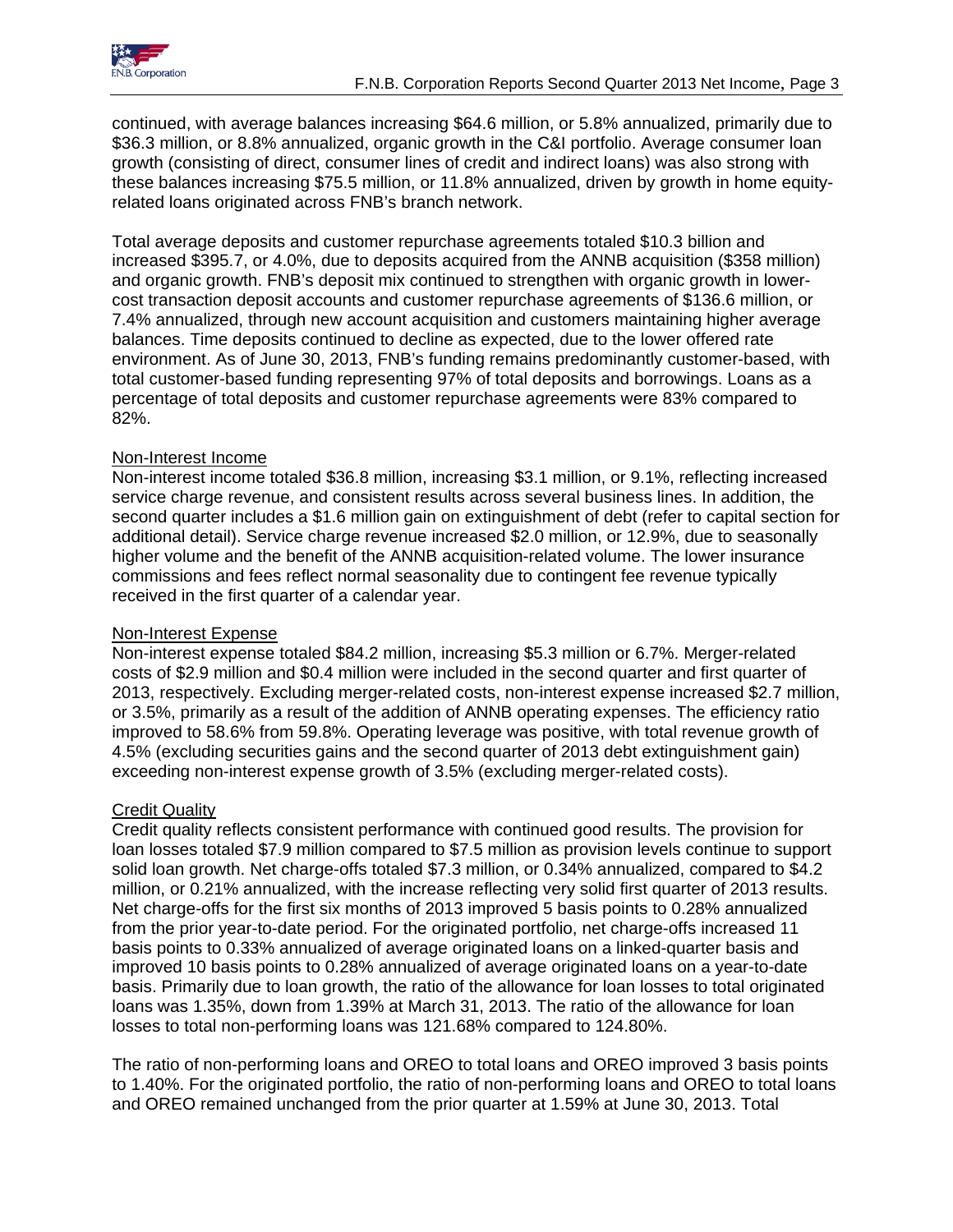continued, with average balances increasing $64.6 million, or 5.8% annualized, primarily due to $36.3 million, or 8.8% annualized, organic growth in the C&I portfolio. Average consumer loan growth (consisting of direct, consumer lines of credit and indirect loans) was also strong with these balances increasing $75.5 million, or 11.8% annualized, driven by growth in home equity-related loans originated across FNB's branch network.

Total average deposits and customer repurchase agreements totaled $10.3 billion and increased $395.7, or 4.0%, due to deposits acquired from the ANNB acquisition ($358 million) and organic growth. FNB's deposit mix continued to strengthen with organic growth in lower-cost transaction deposit accounts and customer repurchase agreements of $136.6 million, or 7.4% annualized, through new account acquisition and customers maintaining higher average balances. Time deposits continued to decline as expected, due to the lower offered rate environment. As of June 30, 2013, FNB's funding remains predominantly customer-based, with total customer-based funding representing 97% of total deposits and borrowings. Loans as a percentage of total deposits and customer repurchase agreements were 83% compared to 82%.

## Non-Interest Income

Non-interest income totaled $36.8 million, increasing $3.1 million, or 9.1%, reflecting increased service charge revenue, and consistent results across several business lines. In addition, the second quarter includes a $1.6 million gain on extinguishment of debt (refer to capital section for additional detail). Service charge revenue increased $2.0 million, or 12.9%, due to seasonally higher volume and the benefit of the ANNB acquisition-related volume. The lower insurance commissions and fees reflect normal seasonality due to contingent fee revenue typically received in the first quarter of a calendar year.

## Non-Interest Expense

Non-interest expense totaled $84.2 million, increasing $5.3 million or 6.7%. Merger-related costs of $2.9 million and $0.4 million were included in the second quarter and first quarter of 2013, respectively. Excluding merger-related costs, non-interest expense increased $2.7 million, or 3.5%, primarily as a result of the addition of ANNB operating expenses. The efficiency ratio improved to 58.6% from 59.8%. Operating leverage was positive, with total revenue growth of 4.5% (excluding securities gains and the second quarter of 2013 debt extinguishment gain) exceeding non-interest expense growth of 3.5% (excluding merger-related costs).

## Credit Quality

Credit quality reflects consistent performance with continued good results. The provision for loan losses totaled $7.9 million compared to $7.5 million as provision levels continue to support solid loan growth. Net charge-offs totaled $7.3 million, or 0.34% annualized, compared to $4.2 million, or 0.21% annualized, with the increase reflecting very solid first quarter of 2013 results. Net charge-offs for the first six months of 2013 improved 5 basis points to 0.28% annualized from the prior year-to-date period. For the originated portfolio, net charge-offs increased 11 basis points to 0.33% annualized of average originated loans on a linked-quarter basis and improved 10 basis points to 0.28% annualized of average originated loans on a year-to-date basis. Primarily due to loan growth, the ratio of the allowance for loan losses to total originated loans was 1.35%, down from 1.39% at March 31, 2013. The ratio of the allowance for loan losses to total non-performing loans was 121.68% compared to 124.80%.

The ratio of non-performing loans and OREO to total loans and OREO improved 3 basis points to 1.40%. For the originated portfolio, the ratio of non-performing loans and OREO to total loans and OREO remained unchanged from the prior quarter at 1.59% at June 30, 2013. Total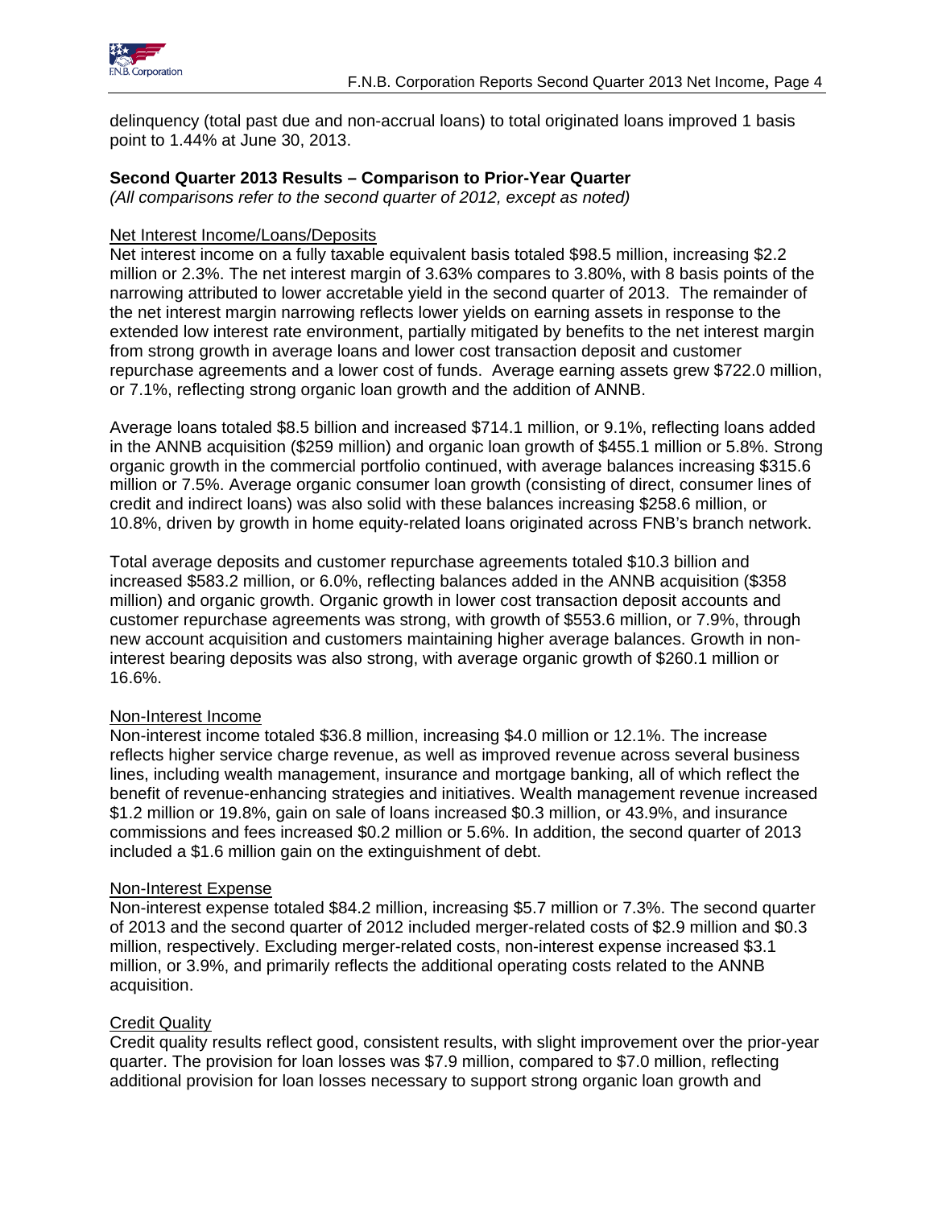delinquency (total past due and non-accrual loans) to total originated loans improved 1 basis point to 1.44% at June 30, 2013.

**Second Quarter 2013 Results – Comparison to Prior-Year Quarter**
*(All comparisons refer to the second quarter of 2012, except as noted)*

Net Interest Income/Loans/Deposits
Net interest income on a fully taxable equivalent basis totaled $98.5 million, increasing $2.2 million or 2.3%. The net interest margin of 3.63% compares to 3.80%, with 8 basis points of the narrowing attributed to lower accretable yield in the second quarter of 2013. The remainder of the net interest margin narrowing reflects lower yields on earning assets in response to the extended low interest rate environment, partially mitigated by benefits to the net interest margin from strong growth in average loans and lower cost transaction deposit and customer repurchase agreements and a lower cost of funds. Average earning assets grew $722.0 million, or 7.1%, reflecting strong organic loan growth and the addition of ANNB.

Average loans totaled $8.5 billion and increased $714.1 million, or 9.1%, reflecting loans added in the ANNB acquisition ($259 million) and organic loan growth of $455.1 million or 5.8%. Strong organic growth in the commercial portfolio continued, with average balances increasing $315.6 million or 7.5%. Average organic consumer loan growth (consisting of direct, consumer lines of credit and indirect loans) was also solid with these balances increasing $258.6 million, or 10.8%, driven by growth in home equity-related loans originated across FNB's branch network.

Total average deposits and customer repurchase agreements totaled $10.3 billion and increased $583.2 million, or 6.0%, reflecting balances added in the ANNB acquisition ($358 million) and organic growth. Organic growth in lower cost transaction deposit accounts and customer repurchase agreements was strong, with growth of $553.6 million, or 7.9%, through new account acquisition and customers maintaining higher average balances. Growth in non-interest bearing deposits was also strong, with average organic growth of $260.1 million or 16.6%.

Non-Interest Income
Non-interest income totaled $36.8 million, increasing $4.0 million or 12.1%. The increase reflects higher service charge revenue, as well as improved revenue across several business lines, including wealth management, insurance and mortgage banking, all of which reflect the benefit of revenue-enhancing strategies and initiatives. Wealth management revenue increased $1.2 million or 19.8%, gain on sale of loans increased $0.3 million, or 43.9%, and insurance commissions and fees increased $0.2 million or 5.6%. In addition, the second quarter of 2013 included a $1.6 million gain on the extinguishment of debt.

Non-Interest Expense
Non-interest expense totaled $84.2 million, increasing $5.7 million or 7.3%. The second quarter of 2013 and the second quarter of 2012 included merger-related costs of $2.9 million and $0.3 million, respectively. Excluding merger-related costs, non-interest expense increased $3.1 million, or 3.9%, and primarily reflects the additional operating costs related to the ANNB acquisition.

Credit Quality
Credit quality results reflect good, consistent results, with slight improvement over the prior-year quarter. The provision for loan losses was $7.9 million, compared to $7.0 million, reflecting additional provision for loan losses necessary to support strong organic loan growth and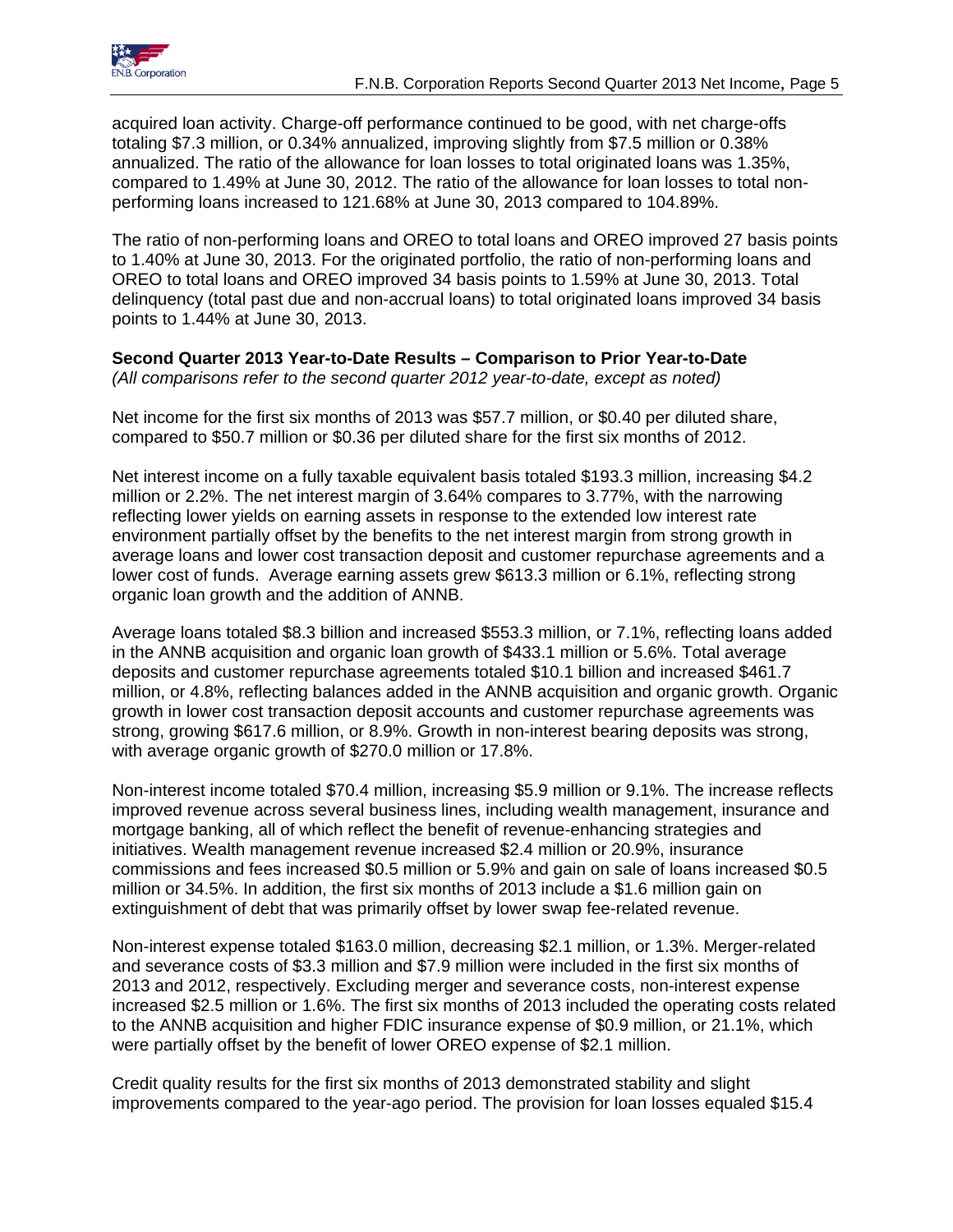acquired loan activity. Charge-off performance continued to be good, with net charge-offs totaling $7.3 million, or 0.34% annualized, improving slightly from $7.5 million or 0.38% annualized. The ratio of the allowance for loan losses to total originated loans was 1.35%, compared to 1.49% at June 30, 2012. The ratio of the allowance for loan losses to total non-performing loans increased to 121.68% at June 30, 2013 compared to 104.89%.

The ratio of non-performing loans and OREO to total loans and OREO improved 27 basis points to 1.40% at June 30, 2013. For the originated portfolio, the ratio of non-performing loans and OREO to total loans and OREO improved 34 basis points to 1.59% at June 30, 2013. Total delinquency (total past due and non-accrual loans) to total originated loans improved 34 basis points to 1.44% at June 30, 2013.

**Second Quarter 2013 Year-to-Date Results – Comparison to Prior Year-to-Date**
*(All comparisons refer to the second quarter 2012 year-to-date, except as noted)*

Net income for the first six months of 2013 was $57.7 million, or $0.40 per diluted share, compared to $50.7 million or $0.36 per diluted share for the first six months of 2012.

Net interest income on a fully taxable equivalent basis totaled $193.3 million, increasing $4.2 million or 2.2%. The net interest margin of 3.64% compares to 3.77%, with the narrowing reflecting lower yields on earning assets in response to the extended low interest rate environment partially offset by the benefits to the net interest margin from strong growth in average loans and lower cost transaction deposit and customer repurchase agreements and a lower cost of funds. Average earning assets grew $613.3 million or 6.1%, reflecting strong organic loan growth and the addition of ANNB.

Average loans totaled $8.3 billion and increased $553.3 million, or 7.1%, reflecting loans added in the ANNB acquisition and organic loan growth of $433.1 million or 5.6%. Total average deposits and customer repurchase agreements totaled $10.1 billion and increased $461.7 million, or 4.8%, reflecting balances added in the ANNB acquisition and organic growth. Organic growth in lower cost transaction deposit accounts and customer repurchase agreements was strong, growing $617.6 million, or 8.9%. Growth in non-interest bearing deposits was strong, with average organic growth of $270.0 million or 17.8%.

Non-interest income totaled $70.4 million, increasing $5.9 million or 9.1%. The increase reflects improved revenue across several business lines, including wealth management, insurance and mortgage banking, all of which reflect the benefit of revenue-enhancing strategies and initiatives. Wealth management revenue increased $2.4 million or 20.9%, insurance commissions and fees increased $0.5 million or 5.9% and gain on sale of loans increased $0.5 million or 34.5%. In addition, the first six months of 2013 include a $1.6 million gain on extinguishment of debt that was primarily offset by lower swap fee-related revenue.

Non-interest expense totaled $163.0 million, decreasing $2.1 million, or 1.3%. Merger-related and severance costs of $3.3 million and $7.9 million were included in the first six months of 2013 and 2012, respectively. Excluding merger and severance costs, non-interest expense increased $2.5 million or 1.6%. The first six months of 2013 included the operating costs related to the ANNB acquisition and higher FDIC insurance expense of $0.9 million, or 21.1%, which were partially offset by the benefit of lower OREO expense of $2.1 million.

Credit quality results for the first six months of 2013 demonstrated stability and slight improvements compared to the year-ago period. The provision for loan losses equaled $15.4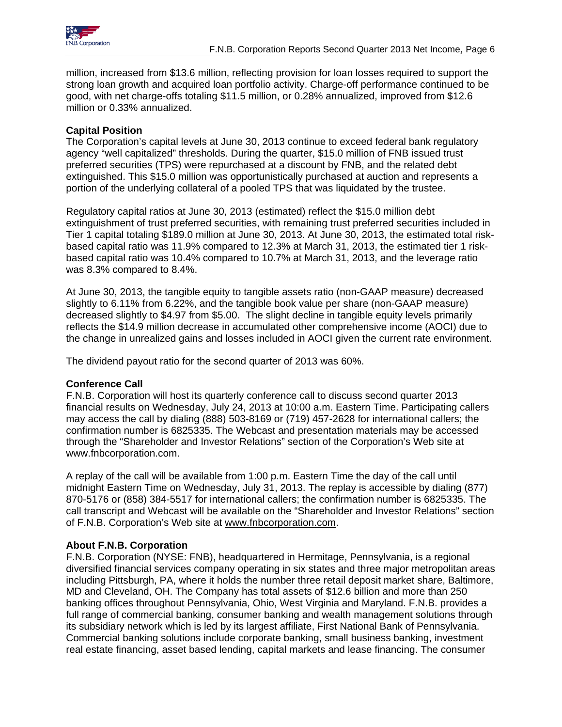million, increased from $13.6 million, reflecting provision for loan losses required to support the strong loan growth and acquired loan portfolio activity. Charge-off performance continued to be good, with net charge-offs totaling $11.5 million, or 0.28% annualized, improved from $12.6 million or 0.33% annualized.

**Capital Position**

The Corporation's capital levels at June 30, 2013 continue to exceed federal bank regulatory agency "well capitalized" thresholds. During the quarter, $15.0 million of FNB issued trust preferred securities (TPS) were repurchased at a discount by FNB, and the related debt extinguished. This $15.0 million was opportunistically purchased at auction and represents a portion of the underlying collateral of a pooled TPS that was liquidated by the trustee.

Regulatory capital ratios at June 30, 2013 (estimated) reflect the $15.0 million debt extinguishment of trust preferred securities, with remaining trust preferred securities included in Tier 1 capital totaling $189.0 million at June 30, 2013. At June 30, 2013, the estimated total risk-based capital ratio was 11.9% compared to 12.3% at March 31, 2013, the estimated tier 1 risk-based capital ratio was 10.4% compared to 10.7% at March 31, 2013, and the leverage ratio was 8.3% compared to 8.4%.

At June 30, 2013, the tangible equity to tangible assets ratio (non-GAAP measure) decreased slightly to 6.11% from 6.22%, and the tangible book value per share (non-GAAP measure) decreased slightly to $4.97 from $5.00. The slight decline in tangible equity levels primarily reflects the $14.9 million decrease in accumulated other comprehensive income (AOCI) due to the change in unrealized gains and losses included in AOCI given the current rate environment.

The dividend payout ratio for the second quarter of 2013 was 60%.

**Conference Call**

F.N.B. Corporation will host its quarterly conference call to discuss second quarter 2013 financial results on Wednesday, July 24, 2013 at 10:00 a.m. Eastern Time. Participating callers may access the call by dialing (888) 503-8169 or (719) 457-2628 for international callers; the confirmation number is 6825335. The Webcast and presentation materials may be accessed through the "Shareholder and Investor Relations" section of the Corporation's Web site at www.fnbcorporation.com.

A replay of the call will be available from 1:00 p.m. Eastern Time the day of the call until midnight Eastern Time on Wednesday, July 31, 2013. The replay is accessible by dialing (877) 870-5176 or (858) 384-5517 for international callers; the confirmation number is 6825335. The call transcript and Webcast will be available on the "Shareholder and Investor Relations" section of F.N.B. Corporation's Web site at www.fnbcorporation.com.

**About F.N.B. Corporation**

F.N.B. Corporation (NYSE: FNB), headquartered in Hermitage, Pennsylvania, is a regional diversified financial services company operating in six states and three major metropolitan areas including Pittsburgh, PA, where it holds the number three retail deposit market share, Baltimore, MD and Cleveland, OH. The Company has total assets of $12.6 billion and more than 250 banking offices throughout Pennsylvania, Ohio, West Virginia and Maryland. F.N.B. provides a full range of commercial banking, consumer banking and wealth management solutions through its subsidiary network which is led by its largest affiliate, First National Bank of Pennsylvania. Commercial banking solutions include corporate banking, small business banking, investment real estate financing, asset based lending, capital markets and lease financing. The consumer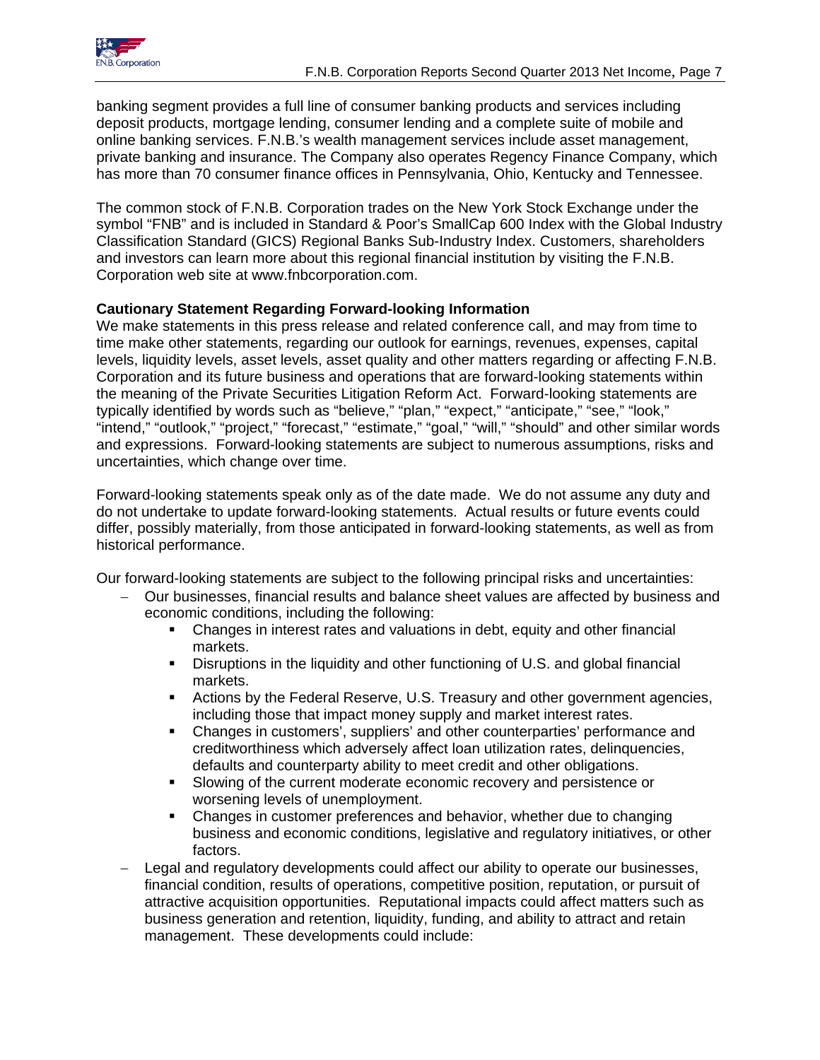banking segment provides a full line of consumer banking products and services including deposit products, mortgage lending, consumer lending and a complete suite of mobile and online banking services. F.N.B.'s wealth management services include asset management, private banking and insurance. The Company also operates Regency Finance Company, which has more than 70 consumer finance offices in Pennsylvania, Ohio, Kentucky and Tennessee.

The common stock of F.N.B. Corporation trades on the New York Stock Exchange under the symbol "FNB" and is included in Standard & Poor's SmallCap 600 Index with the Global Industry Classification Standard (GICS) Regional Banks Sub-Industry Index. Customers, shareholders and investors can learn more about this regional financial institution by visiting the F.N.B. Corporation web site at www.fnbcorporation.com.

**Cautionary Statement Regarding Forward-looking Information**

We make statements in this press release and related conference call, and may from time to time make other statements, regarding our outlook for earnings, revenues, expenses, capital levels, liquidity levels, asset levels, asset quality and other matters regarding or affecting F.N.B. Corporation and its future business and operations that are forward-looking statements within the meaning of the Private Securities Litigation Reform Act. Forward-looking statements are typically identified by words such as "believe," "plan," "expect," "anticipate," "see," "look," "intend," "outlook," "project," "forecast," "estimate," "goal," "will," "should" and other similar words and expressions. Forward-looking statements are subject to numerous assumptions, risks and uncertainties, which change over time.

Forward-looking statements speak only as of the date made. We do not assume any duty and do not undertake to update forward-looking statements. Actual results or future events could differ, possibly materially, from those anticipated in forward-looking statements, as well as from historical performance.

Our forward-looking statements are subject to the following principal risks and uncertainties:

- Our businesses, financial results and balance sheet values are affected by business and economic conditions, including the following:
  - Changes in interest rates and valuations in debt, equity and other financial markets.
  - Disruptions in the liquidity and other functioning of U.S. and global financial markets.
  - Actions by the Federal Reserve, U.S. Treasury and other government agencies, including those that impact money supply and market interest rates.
  - Changes in customers', suppliers' and other counterparties' performance and creditworthiness which adversely affect loan utilization rates, delinquencies, defaults and counterparty ability to meet credit and other obligations.
  - Slowing of the current moderate economic recovery and persistence or worsening levels of unemployment.
  - Changes in customer preferences and behavior, whether due to changing business and economic conditions, legislative and regulatory initiatives, or other factors.
- Legal and regulatory developments could affect our ability to operate our businesses, financial condition, results of operations, competitive position, reputation, or pursuit of attractive acquisition opportunities. Reputational impacts could affect matters such as business generation and retention, liquidity, funding, and ability to attract and retain management. These developments could include: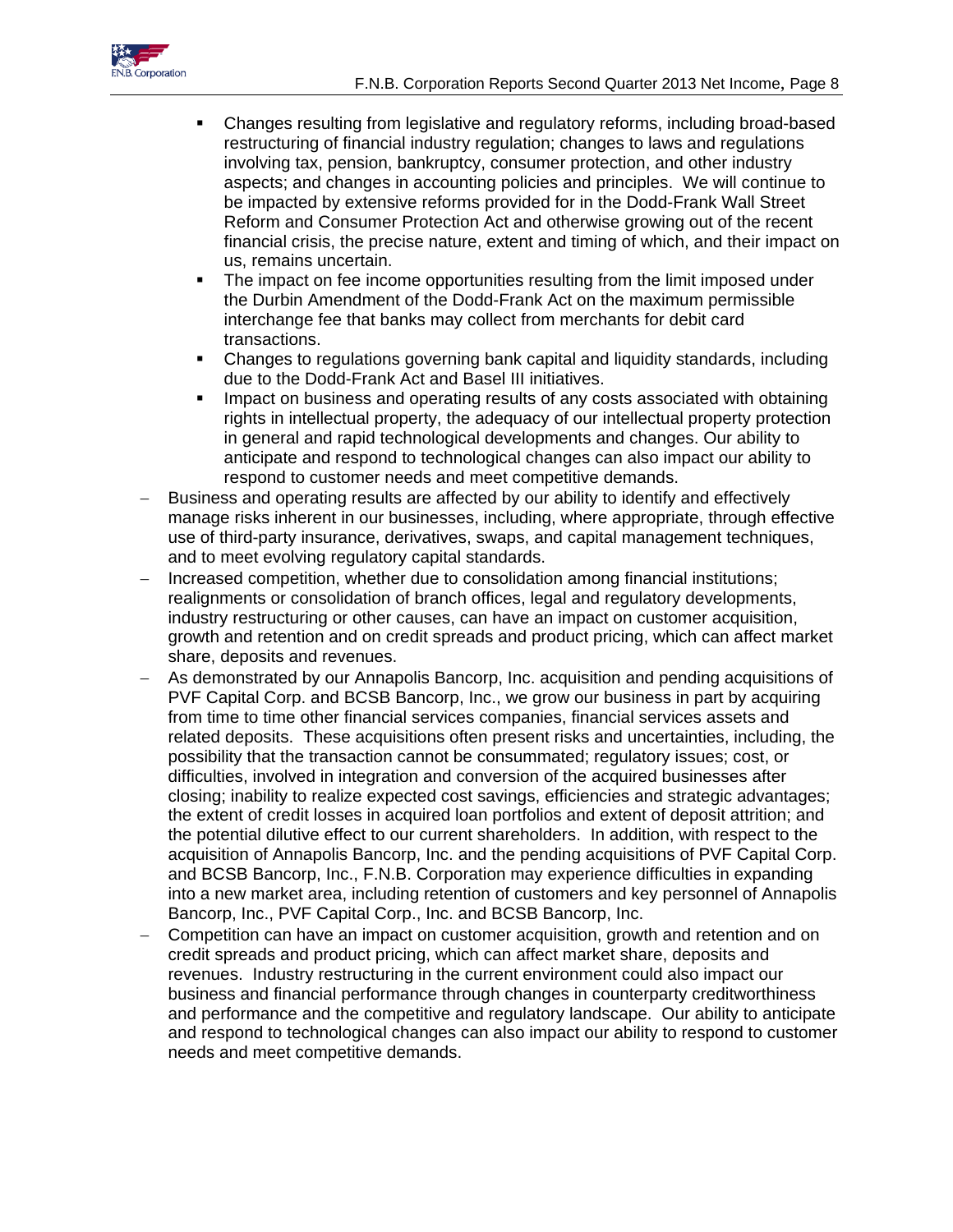- Changes resulting from legislative and regulatory reforms, including broad-based restructuring of financial industry regulation; changes to laws and regulations involving tax, pension, bankruptcy, consumer protection, and other industry aspects; and changes in accounting policies and principles. We will continue to be impacted by extensive reforms provided for in the Dodd-Frank Wall Street Reform and Consumer Protection Act and otherwise growing out of the recent financial crisis, the precise nature, extent and timing of which, and their impact on us, remains uncertain.
  - The impact on fee income opportunities resulting from the limit imposed under the Durbin Amendment of the Dodd-Frank Act on the maximum permissible interchange fee that banks may collect from merchants for debit card transactions.
  - Changes to regulations governing bank capital and liquidity standards, including due to the Dodd-Frank Act and Basel III initiatives.
  - Impact on business and operating results of any costs associated with obtaining rights in intellectual property, the adequacy of our intellectual property protection in general and rapid technological developments and changes. Our ability to anticipate and respond to technological changes can also impact our ability to respond to customer needs and meet competitive demands.
- Business and operating results are affected by our ability to identify and effectively manage risks inherent in our businesses, including, where appropriate, through effective use of third-party insurance, derivatives, swaps, and capital management techniques, and to meet evolving regulatory capital standards.
- Increased competition, whether due to consolidation among financial institutions; realignments or consolidation of branch offices, legal and regulatory developments, industry restructuring or other causes, can have an impact on customer acquisition, growth and retention and on credit spreads and product pricing, which can affect market share, deposits and revenues.
- As demonstrated by our Annapolis Bancorp, Inc. acquisition and pending acquisitions of PVF Capital Corp. and BCSB Bancorp, Inc., we grow our business in part by acquiring from time to time other financial services companies, financial services assets and related deposits. These acquisitions often present risks and uncertainties, including, the possibility that the transaction cannot be consummated; regulatory issues; cost, or difficulties, involved in integration and conversion of the acquired businesses after closing; inability to realize expected cost savings, efficiencies and strategic advantages; the extent of credit losses in acquired loan portfolios and extent of deposit attrition; and the potential dilutive effect to our current shareholders. In addition, with respect to the acquisition of Annapolis Bancorp, Inc. and the pending acquisitions of PVF Capital Corp. and BCSB Bancorp, Inc., F.N.B. Corporation may experience difficulties in expanding into a new market area, including retention of customers and key personnel of Annapolis Bancorp, Inc., PVF Capital Corp., Inc. and BCSB Bancorp, Inc.
- Competition can have an impact on customer acquisition, growth and retention and on credit spreads and product pricing, which can affect market share, deposits and revenues. Industry restructuring in the current environment could also impact our business and financial performance through changes in counterparty creditworthiness and performance and the competitive and regulatory landscape. Our ability to anticipate and respond to technological changes can also impact our ability to respond to customer needs and meet competitive demands.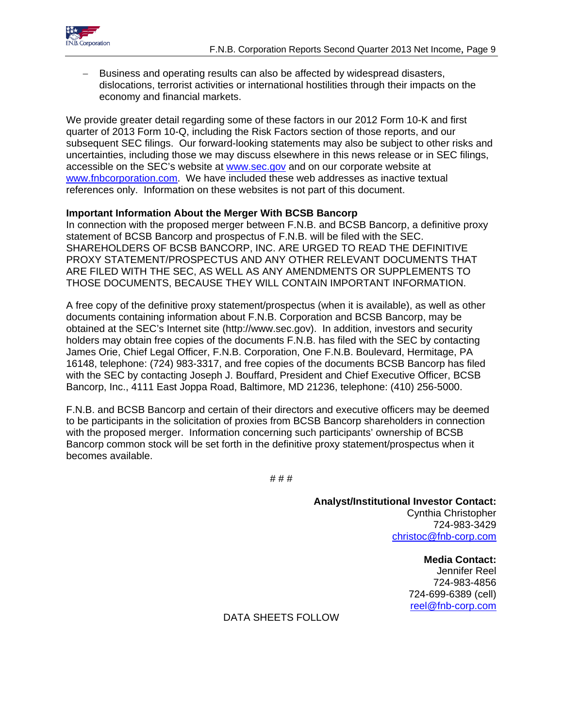- Business and operating results can also be affected by widespread disasters, dislocations, terrorist activities or international hostilities through their impacts on the economy and financial markets.

We provide greater detail regarding some of these factors in our 2012 Form 10-K and first quarter of 2013 Form 10-Q, including the Risk Factors section of those reports, and our subsequent SEC filings. Our forward-looking statements may also be subject to other risks and uncertainties, including those we may discuss elsewhere in this news release or in SEC filings, accessible on the SEC's website at www.sec.gov and on our corporate website at www.fnbcorporation.com. We have included these web addresses as inactive textual references only. Information on these websites is not part of this document.

**Important Information About the Merger With BCSB Bancorp**

In connection with the proposed merger between F.N.B. and BCSB Bancorp, a definitive proxy statement of BCSB Bancorp and prospectus of F.N.B. will be filed with the SEC. SHAREHOLDERS OF BCSB BANCORP, INC. ARE URGED TO READ THE DEFINITIVE PROXY STATEMENT/PROSPECTUS AND ANY OTHER RELEVANT DOCUMENTS THAT ARE FILED WITH THE SEC, AS WELL AS ANY AMENDMENTS OR SUPPLEMENTS TO THOSE DOCUMENTS, BECAUSE THEY WILL CONTAIN IMPORTANT INFORMATION.

A free copy of the definitive proxy statement/prospectus (when it is available), as well as other documents containing information about F.N.B. Corporation and BCSB Bancorp, may be obtained at the SEC's Internet site (http://www.sec.gov). In addition, investors and security holders may obtain free copies of the documents F.N.B. has filed with the SEC by contacting James Orie, Chief Legal Officer, F.N.B. Corporation, One F.N.B. Boulevard, Hermitage, PA 16148, telephone: (724) 983-3317, and free copies of the documents BCSB Bancorp has filed with the SEC by contacting Joseph J. Bouffard, President and Chief Executive Officer, BCSB Bancorp, Inc., 4111 East Joppa Road, Baltimore, MD 21236, telephone: (410) 256-5000.

F.N.B. and BCSB Bancorp and certain of their directors and executive officers may be deemed to be participants in the solicitation of proxies from BCSB Bancorp shareholders in connection with the proposed merger. Information concerning such participants' ownership of BCSB Bancorp common stock will be set forth in the definitive proxy statement/prospectus when it becomes available.

# # #

**Analyst/Institutional Investor Contact:**
Cynthia Christopher
724-983-3429
christoc@fnb-corp.com

**Media Contact:**
Jennifer Reel
724-983-4856
724-699-6389 (cell)
reel@fnb-corp.com

DATA SHEETS FOLLOW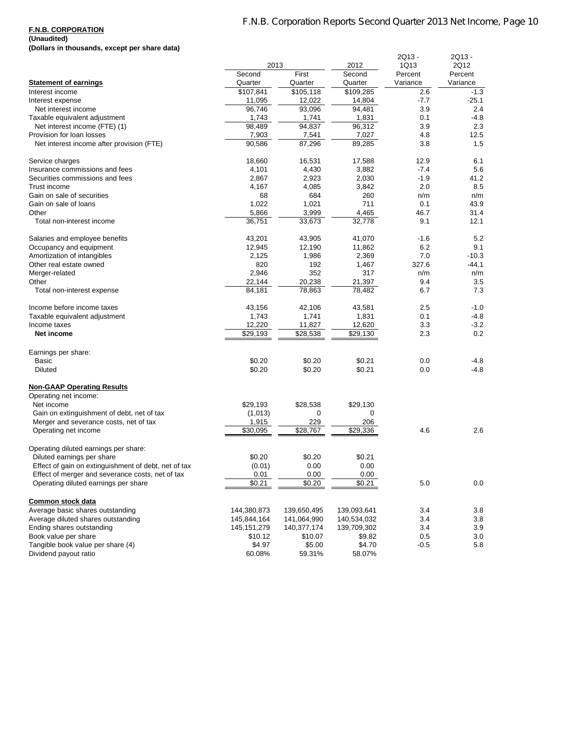**F.N.B. CORPORATION**
**(Unaudited)**
**(Dollars in thousands, except per share data)**

| | 2013 | | 2012 | 2Q13 - 1Q13 | 2Q13 - 2Q12 |
|---|---|---|---|---|---|
| **Statement of earnings** | Second Quarter | First Quarter | Second Quarter | Percent Variance | Percent Variance |
| Interest income | $107,841 | $105,118 | $109,285 | 2.6 | -1.3 |
| Interest expense | 11,095 | 12,022 | 14,804 | -7.7 | -25.1 |
| Net interest income | 96,746 | 93,096 | 94,481 | 3.9 | 2.4 |
| Taxable equivalent adjustment | 1,743 | 1,741 | 1,831 | 0.1 | -4.8 |
| Net interest income (FTE) (1) | 98,489 | 94,837 | 96,312 | 3.9 | 2.3 |
| Provision for loan losses | 7,903 | 7,541 | 7,027 | 4.8 | 12.5 |
| Net interest income after provision (FTE) | 90,586 | 87,296 | 89,285 | 3.8 | 1.5 |
| | | | | | |
| Service charges | 18,660 | 16,531 | 17,588 | 12.9 | 6.1 |
| Insurance commissions and fees | 4,101 | 4,430 | 3,882 | -7.4 | 5.6 |
| Securities commissions and fees | 2,867 | 2,923 | 2,030 | -1.9 | 41.2 |
| Trust income | 4,167 | 4,085 | 3,842 | 2.0 | 8.5 |
| Gain on sale of securities | 68 | 684 | 260 | n/m | n/m |
| Gain on sale of loans | 1,022 | 1,021 | 711 | 0.1 | 43.9 |
| Other | 5,866 | 3,999 | 4,465 | 46.7 | 31.4 |
| Total non-interest income | 36,751 | 33,673 | 32,778 | 9.1 | 12.1 |
| | | | | | |
| Salaries and employee benefits | 43,201 | 43,905 | 41,070 | -1.6 | 5.2 |
| Occupancy and equipment | 12,945 | 12,190 | 11,862 | 6.2 | 9.1 |
| Amortization of intangibles | 2,125 | 1,986 | 2,369 | 7.0 | -10.3 |
| Other real estate owned | 820 | 192 | 1,467 | 327.6 | -44.1 |
| Merger-related | 2,946 | 352 | 317 | n/m | n/m |
| Other | 22,144 | 20,238 | 21,397 | 9.4 | 3.5 |
| Total non-interest expense | 84,181 | 78,863 | 78,482 | 6.7 | 7.3 |
| | | | | | |
| Income before income taxes | 43,156 | 42,106 | 43,581 | 2.5 | -1.0 |
| Taxable equivalent adjustment | 1,743 | 1,741 | 1,831 | 0.1 | -4.8 |
| Income taxes | 12,220 | 11,827 | 12,620 | 3.3 | -3.2 |
| **Net income** | $29,193 | $28,538 | $29,130 | 2.3 | 0.2 |
| | | | | | |
| Earnings per share: | | | | | |
| Basic | $0.20 | $0.20 | $0.21 | 0.0 | -4.8 |
| Diluted | $0.20 | $0.20 | $0.21 | 0.0 | -4.8 |
| | | | | | |
| **Non-GAAP Operating Results** | | | | | |
| Operating net income: | | | | | |
| Net income | $29,193 | $28,538 | $29,130 | | |
| Gain on extinguishment of debt, net of tax | (1,013) | 0 | 0 | | |
| Merger and severance costs, net of tax | 1,915 | 229 | 206 | | |
| Operating net income | $30,095 | $28,767 | $29,336 | 4.6 | 2.6 |
| | | | | | |
| Operating diluted earnings per share: | | | | | |
| Diluted earnings per share | $0.20 | $0.20 | $0.21 | | |
| Effect of gain on extinguishment of debt, net of tax | (0.01) | 0.00 | 0.00 | | |
| Effect of merger and severance costs, net of tax | 0.01 | 0.00 | 0.00 | | |
| Operating diluted earnings per share | $0.21 | $0.20 | $0.21 | 5.0 | 0.0 |
| | | | | | |
| **Common stock data** | | | | | |
| Average basic shares outstanding | 144,380,873 | 139,650,495 | 139,093,641 | 3.4 | 3.8 |
| Average diluted shares outstanding | 145,844,164 | 141,064,990 | 140,534,032 | 3.4 | 3.8 |
| Ending shares outstanding | 145,151,279 | 140,377,174 | 139,709,302 | 3.4 | 3.9 |
| Book value per share | $10.12 | $10.07 | $9.82 | 0.5 | 3.0 |
| Tangible book value per share (4) | $4.97 | $5.00 | $4.70 | -0.5 | 5.8 |
| Dividend payout ratio | 60.08% | 59.31% | 58.07% | | |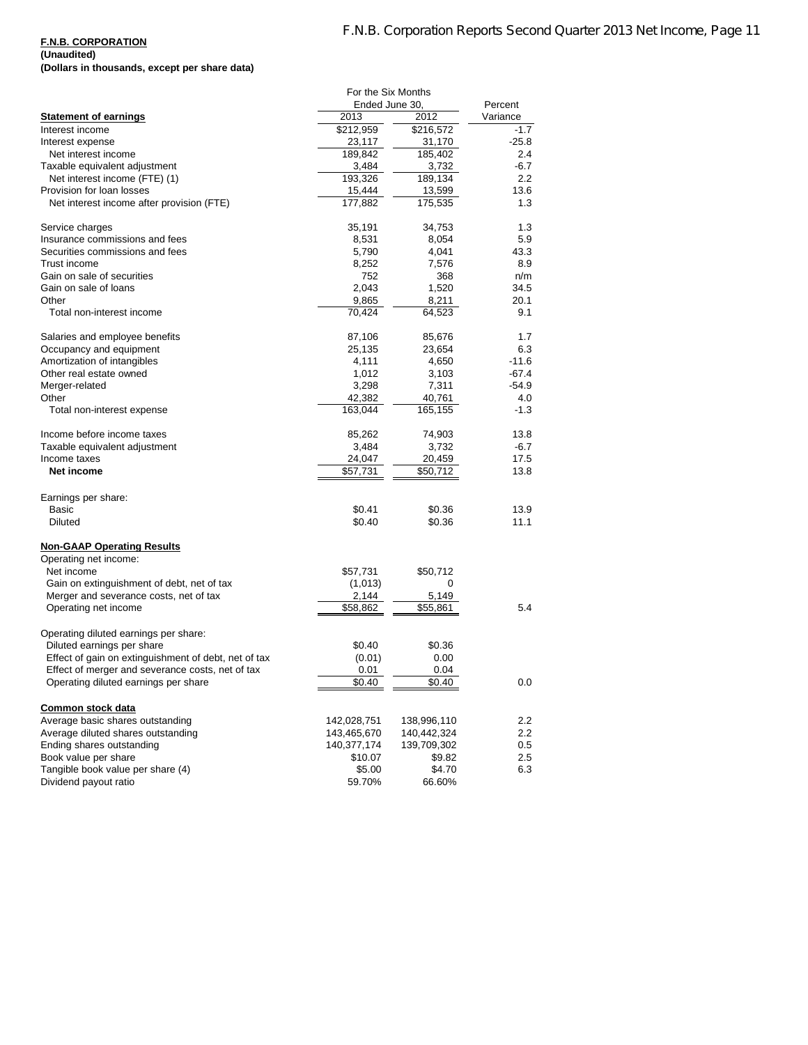**F.N.B. CORPORATION**
**(Unaudited)**
**(Dollars in thousands, except per share data)**

| | For the Six Months Ended June 30, | | Percent |
|---|---|---|---|
| **Statement of earnings** | 2013 | 2012 | Variance |
| Interest income | $212,959 | $216,572 | -1.7 |
| Interest expense | 23,117 | 31,170 | -25.8 |
| Net interest income | 189,842 | 185,402 | 2.4 |
| Taxable equivalent adjustment | 3,484 | 3,732 | -6.7 |
| Net interest income (FTE) (1) | 193,326 | 189,134 | 2.2 |
| Provision for loan losses | 15,444 | 13,599 | 13.6 |
| Net interest income after provision (FTE) | 177,882 | 175,535 | 1.3 |
| | | | |
| Service charges | 35,191 | 34,753 | 1.3 |
| Insurance commissions and fees | 8,531 | 8,054 | 5.9 |
| Securities commissions and fees | 5,790 | 4,041 | 43.3 |
| Trust income | 8,252 | 7,576 | 8.9 |
| Gain on sale of securities | 752 | 368 | n/m |
| Gain on sale of loans | 2,043 | 1,520 | 34.5 |
| Other | 9,865 | 8,211 | 20.1 |
| Total non-interest income | 70,424 | 64,523 | 9.1 |
| | | | |
| Salaries and employee benefits | 87,106 | 85,676 | 1.7 |
| Occupancy and equipment | 25,135 | 23,654 | 6.3 |
| Amortization of intangibles | 4,111 | 4,650 | -11.6 |
| Other real estate owned | 1,012 | 3,103 | -67.4 |
| Merger-related | 3,298 | 7,311 | -54.9 |
| Other | 42,382 | 40,761 | 4.0 |
| Total non-interest expense | 163,044 | 165,155 | -1.3 |
| | | | |
| Income before income taxes | 85,262 | 74,903 | 13.8 |
| Taxable equivalent adjustment | 3,484 | 3,732 | -6.7 |
| Income taxes | 24,047 | 20,459 | 17.5 |
| **Net income** | $57,731 | $50,712 | 13.8 |
| | | | |
| Earnings per share: | | | |
| Basic | $0.41 | $0.36 | 13.9 |
| Diluted | $0.40 | $0.36 | 11.1 |
| | | | |
| **Non-GAAP Operating Results** | | | |
| Operating net income: | | | |
| Net income | $57,731 | $50,712 | |
| Gain on extinguishment of debt, net of tax | (1,013) | 0 | |
| Merger and severance costs, net of tax | 2,144 | 5,149 | |
| Operating net income | $58,862 | $55,861 | 5.4 |
| | | | |
| Operating diluted earnings per share: | | | |
| Diluted earnings per share | $0.40 | $0.36 | |
| Effect of gain on extinguishment of debt, net of tax | (0.01) | 0.00 | |
| Effect of merger and severance costs, net of tax | 0.01 | 0.04 | |
| Operating diluted earnings per share | $0.40 | $0.40 | 0.0 |
| | | | |
| **Common stock data** | | | |
| Average basic shares outstanding | 142,028,751 | 138,996,110 | 2.2 |
| Average diluted shares outstanding | 143,465,670 | 140,442,324 | 2.2 |
| Ending shares outstanding | 140,377,174 | 139,709,302 | 0.5 |
| Book value per share | $10.07 | $9.82 | 2.5 |
| Tangible book value per share (4) | $5.00 | $4.70 | 6.3 |
| Dividend payout ratio | 59.70% | 66.60% | |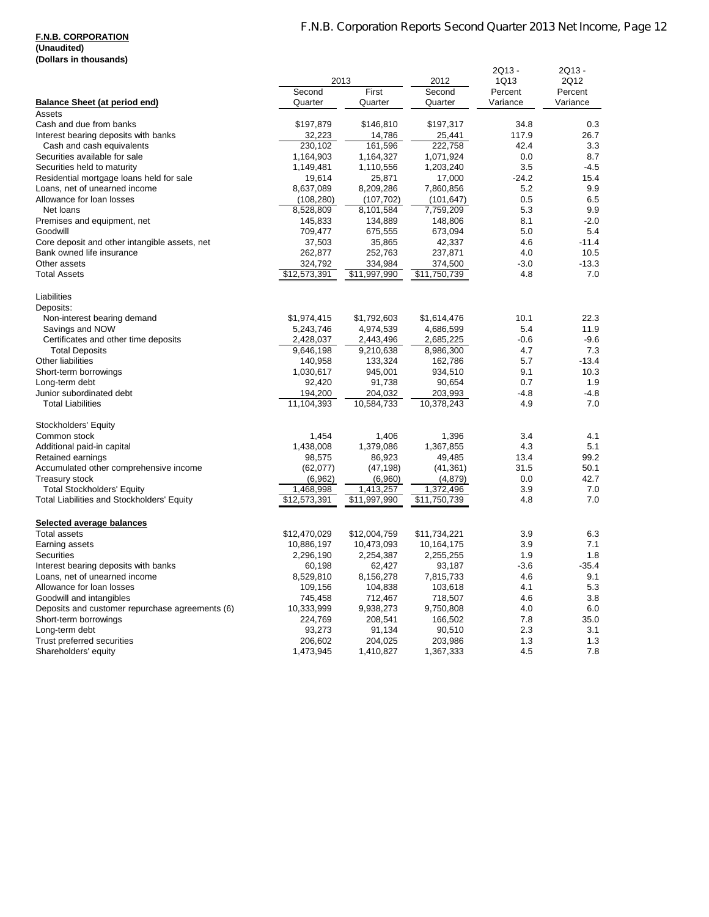**F.N.B. CORPORATION**
**(Unaudited)**
**(Dollars in thousands)**

| | 2013 | | 2012 | 2Q13 - 1Q13 | 2Q13 - 2Q12 |
|---|---|---|---|---|---|
| **Balance Sheet (at period end)** | Second Quarter | First Quarter | Second Quarter | Percent Variance | Percent Variance |
| Assets | | | | | |
| Cash and due from banks | $197,879 | $146,810 | $197,317 | 34.8 | 0.3 |
| Interest bearing deposits with banks | 32,223 | 14,786 | 25,441 | 117.9 | 26.7 |
| Cash and cash equivalents | 230,102 | 161,596 | 222,758 | 42.4 | 3.3 |
| Securities available for sale | 1,164,903 | 1,164,327 | 1,071,924 | 0.0 | 8.7 |
| Securities held to maturity | 1,149,481 | 1,110,556 | 1,203,240 | 3.5 | -4.5 |
| Residential mortgage loans held for sale | 19,614 | 25,871 | 17,000 | -24.2 | 15.4 |
| Loans, net of unearned income | 8,637,089 | 8,209,286 | 7,860,856 | 5.2 | 9.9 |
| Allowance for loan losses | (108,280) | (107,702) | (101,647) | 0.5 | 6.5 |
| Net loans | 8,528,809 | 8,101,584 | 7,759,209 | 5.3 | 9.9 |
| Premises and equipment, net | 145,833 | 134,889 | 148,806 | 8.1 | -2.0 |
| Goodwill | 709,477 | 675,555 | 673,094 | 5.0 | 5.4 |
| Core deposit and other intangible assets, net | 37,503 | 35,865 | 42,337 | 4.6 | -11.4 |
| Bank owned life insurance | 262,877 | 252,763 | 237,871 | 4.0 | 10.5 |
| Other assets | 324,792 | 334,984 | 374,500 | -3.0 | -13.3 |
| Total Assets | $12,573,391 | $11,997,990 | $11,750,739 | 4.8 | 7.0 |
| | | | | | |
| Liabilities | | | | | |
| Deposits: | | | | | |
| Non-interest bearing demand | $1,974,415 | $1,792,603 | $1,614,476 | 10.1 | 22.3 |
| Savings and NOW | 5,243,746 | 4,974,539 | 4,686,599 | 5.4 | 11.9 |
| Certificates and other time deposits | 2,428,037 | 2,443,496 | 2,685,225 | -0.6 | -9.6 |
| Total Deposits | 9,646,198 | 9,210,638 | 8,986,300 | 4.7 | 7.3 |
| Other liabilities | 140,958 | 133,324 | 162,786 | 5.7 | -13.4 |
| Short-term borrowings | 1,030,617 | 945,001 | 934,510 | 9.1 | 10.3 |
| Long-term debt | 92,420 | 91,738 | 90,654 | 0.7 | 1.9 |
| Junior subordinated debt | 194,200 | 204,032 | 203,993 | -4.8 | -4.8 |
| Total Liabilities | 11,104,393 | 10,584,733 | 10,378,243 | 4.9 | 7.0 |
| | | | | | |
| Stockholders' Equity | | | | | |
| Common stock | 1,454 | 1,406 | 1,396 | 3.4 | 4.1 |
| Additional paid-in capital | 1,438,008 | 1,379,086 | 1,367,855 | 4.3 | 5.1 |
| Retained earnings | 98,575 | 86,923 | 49,485 | 13.4 | 99.2 |
| Accumulated other comprehensive income | (62,077) | (47,198) | (41,361) | 31.5 | 50.1 |
| Treasury stock | (6,962) | (6,960) | (4,879) | 0.0 | 42.7 |
| Total Stockholders' Equity | 1,468,998 | 1,413,257 | 1,372,496 | 3.9 | 7.0 |
| Total Liabilities and Stockholders' Equity | $12,573,391 | $11,997,990 | $11,750,739 | 4.8 | 7.0 |
| | | | | | |
| **Selected average balances** | | | | | |
| Total assets | $12,470,029 | $12,004,759 | $11,734,221 | 3.9 | 6.3 |
| Earning assets | 10,886,197 | 10,473,093 | 10,164,175 | 3.9 | 7.1 |
| Securities | 2,296,190 | 2,254,387 | 2,255,255 | 1.9 | 1.8 |
| Interest bearing deposits with banks | 60,198 | 62,427 | 93,187 | -3.6 | -35.4 |
| Loans, net of unearned income | 8,529,810 | 8,156,278 | 7,815,733 | 4.6 | 9.1 |
| Allowance for loan losses | 109,156 | 104,838 | 103,618 | 4.1 | 5.3 |
| Goodwill and intangibles | 745,458 | 712,467 | 718,507 | 4.6 | 3.8 |
| Deposits and customer repurchase agreements (6) | 10,333,999 | 9,938,273 | 9,750,808 | 4.0 | 6.0 |
| Short-term borrowings | 224,769 | 208,541 | 166,502 | 7.8 | 35.0 |
| Long-term debt | 93,273 | 91,134 | 90,510 | 2.3 | 3.1 |
| Trust preferred securities | 206,602 | 204,025 | 203,986 | 1.3 | 1.3 |
| Shareholders' equity | 1,473,945 | 1,410,827 | 1,367,333 | 4.5 | 7.8 |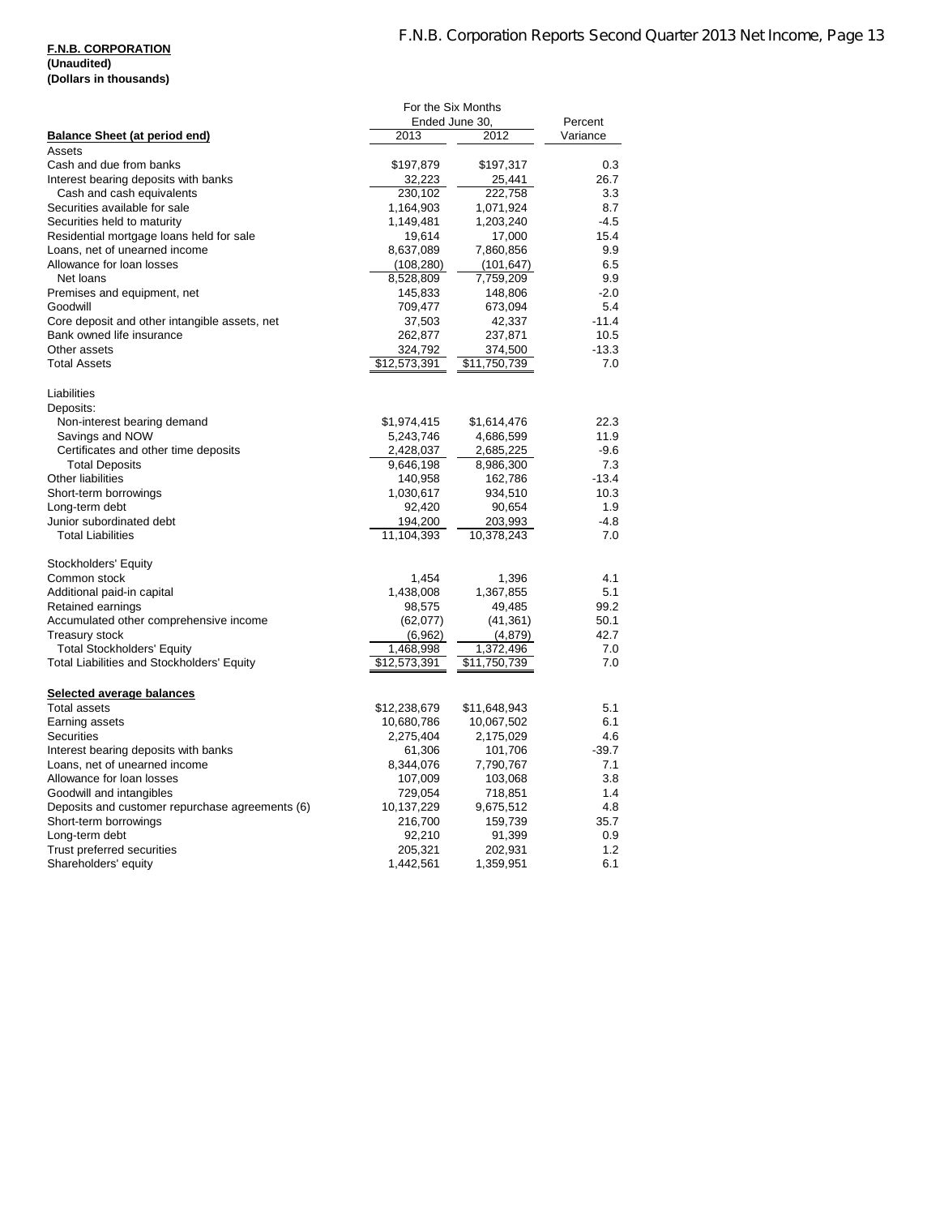**F.N.B. CORPORATION**
**(Unaudited)**
**(Dollars in thousands)**

| | For the Six Months Ended June 30, | | Percent |
|---|---|---|---|
| **Balance Sheet (at period end)** | 2013 | 2012 | Variance |
| Assets | | | |
| Cash and due from banks | $197,879 | $197,317 | 0.3 |
| Interest bearing deposits with banks | 32,223 | 25,441 | 26.7 |
| Cash and cash equivalents | 230,102 | 222,758 | 3.3 |
| Securities available for sale | 1,164,903 | 1,071,924 | 8.7 |
| Securities held to maturity | 1,149,481 | 1,203,240 | -4.5 |
| Residential mortgage loans held for sale | 19,614 | 17,000 | 15.4 |
| Loans, net of unearned income | 8,637,089 | 7,860,856 | 9.9 |
| Allowance for loan losses | (108,280) | (101,647) | 6.5 |
| Net loans | 8,528,809 | 7,759,209 | 9.9 |
| Premises and equipment, net | 145,833 | 148,806 | -2.0 |
| Goodwill | 709,477 | 673,094 | 5.4 |
| Core deposit and other intangible assets, net | 37,503 | 42,337 | -11.4 |
| Bank owned life insurance | 262,877 | 237,871 | 10.5 |
| Other assets | 324,792 | 374,500 | -13.3 |
| Total Assets | $12,573,391 | $11,750,739 | 7.0 |
| | | | |
| Liabilities | | | |
| Deposits: | | | |
| Non-interest bearing demand | $1,974,415 | $1,614,476 | 22.3 |
| Savings and NOW | 5,243,746 | 4,686,599 | 11.9 |
| Certificates and other time deposits | 2,428,037 | 2,685,225 | -9.6 |
| Total Deposits | 9,646,198 | 8,986,300 | 7.3 |
| Other liabilities | 140,958 | 162,786 | -13.4 |
| Short-term borrowings | 1,030,617 | 934,510 | 10.3 |
| Long-term debt | 92,420 | 90,654 | 1.9 |
| Junior subordinated debt | 194,200 | 203,993 | -4.8 |
| Total Liabilities | 11,104,393 | 10,378,243 | 7.0 |
| | | | |
| Stockholders' Equity | | | |
| Common stock | 1,454 | 1,396 | 4.1 |
| Additional paid-in capital | 1,438,008 | 1,367,855 | 5.1 |
| Retained earnings | 98,575 | 49,485 | 99.2 |
| Accumulated other comprehensive income | (62,077) | (41,361) | 50.1 |
| Treasury stock | (6,962) | (4,879) | 42.7 |
| Total Stockholders' Equity | 1,468,998 | 1,372,496 | 7.0 |
| Total Liabilities and Stockholders' Equity | $12,573,391 | $11,750,739 | 7.0 |
| | | | |
| **Selected average balances** | | | |
| Total assets | $12,238,679 | $11,648,943 | 5.1 |
| Earning assets | 10,680,786 | 10,067,502 | 6.1 |
| Securities | 2,275,404 | 2,175,029 | 4.6 |
| Interest bearing deposits with banks | 61,306 | 101,706 | -39.7 |
| Loans, net of unearned income | 8,344,076 | 7,790,767 | 7.1 |
| Allowance for loan losses | 107,009 | 103,068 | 3.8 |
| Goodwill and intangibles | 729,054 | 718,851 | 1.4 |
| Deposits and customer repurchase agreements (6) | 10,137,229 | 9,675,512 | 4.8 |
| Short-term borrowings | 216,700 | 159,739 | 35.7 |
| Long-term debt | 92,210 | 91,399 | 0.9 |
| Trust preferred securities | 205,321 | 202,931 | 1.2 |
| Shareholders' equity | 1,442,561 | 1,359,951 | 6.1 |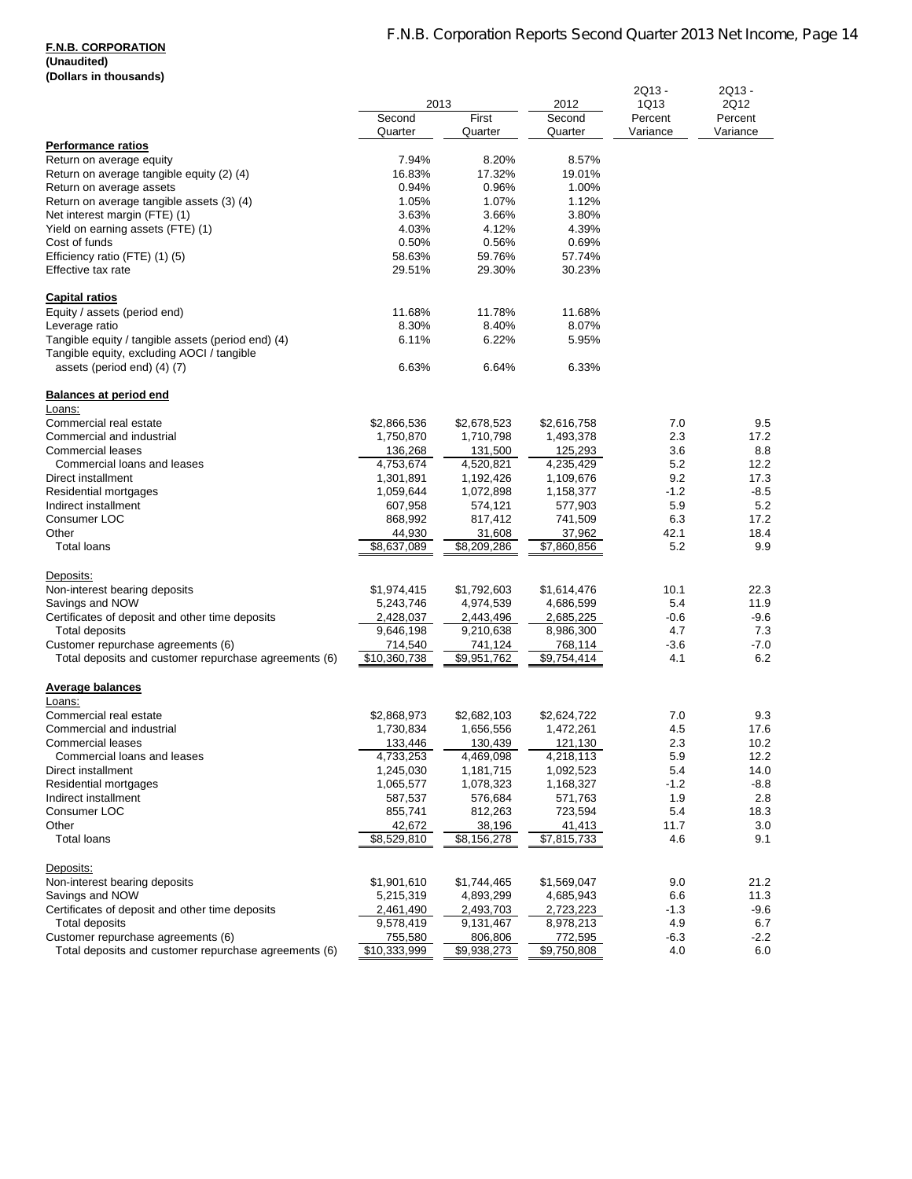**F.N.B. CORPORATION**
**(Unaudited)**
**(Dollars in thousands)**

| | 2013 | | 2012 | 2Q13 - 1Q13 | 2Q13 - 2Q12 |
|---|---|---|---|---|---|
| | Second Quarter | First Quarter | Second Quarter | Percent Variance | Percent Variance |
| **Performance ratios** | | | | | |
| Return on average equity | 7.94% | 8.20% | 8.57% | | |
| Return on average tangible equity (2) (4) | 16.83% | 17.32% | 19.01% | | |
| Return on average assets | 0.94% | 0.96% | 1.00% | | |
| Return on average tangible assets (3) (4) | 1.05% | 1.07% | 1.12% | | |
| Net interest margin (FTE) (1) | 3.63% | 3.66% | 3.80% | | |
| Yield on earning assets (FTE) (1) | 4.03% | 4.12% | 4.39% | | |
| Cost of funds | 0.50% | 0.56% | 0.69% | | |
| Efficiency ratio (FTE) (1) (5) | 58.63% | 59.76% | 57.74% | | |
| Effective tax rate | 29.51% | 29.30% | 30.23% | | |
| **Capital ratios** | | | | | |
| Equity / assets (period end) | 11.68% | 11.78% | 11.68% | | |
| Leverage ratio | 8.30% | 8.40% | 8.07% | | |
| Tangible equity / tangible assets (period end) (4) | 6.11% | 6.22% | 5.95% | | |
| Tangible equity, excluding AOCI / tangible assets (period end) (4) (7) | 6.63% | 6.64% | 6.33% | | |
| **Balances at period end** | | | | | |
| Loans: | | | | | |
| Commercial real estate | $2,866,536 | $2,678,523 | $2,616,758 | 7.0 | 9.5 |
| Commercial and industrial | 1,750,870 | 1,710,798 | 1,493,378 | 2.3 | 17.2 |
| Commercial leases | 136,268 | 131,500 | 125,293 | 3.6 | 8.8 |
| Commercial loans and leases | 4,753,674 | 4,520,821 | 4,235,429 | 5.2 | 12.2 |
| Direct installment | 1,301,891 | 1,192,426 | 1,109,676 | 9.2 | 17.3 |
| Residential mortgages | 1,059,644 | 1,072,898 | 1,158,377 | -1.2 | -8.5 |
| Indirect installment | 607,958 | 574,121 | 577,903 | 5.9 | 5.2 |
| Consumer LOC | 868,992 | 817,412 | 741,509 | 6.3 | 17.2 |
| Other | 44,930 | 31,608 | 37,962 | 42.1 | 18.4 |
| Total loans | $8,637,089 | $8,209,286 | $7,860,856 | 5.2 | 9.9 |
| Deposits: | | | | | |
| Non-interest bearing deposits | $1,974,415 | $1,792,603 | $1,614,476 | 10.1 | 22.3 |
| Savings and NOW | 5,243,746 | 4,974,539 | 4,686,599 | 5.4 | 11.9 |
| Certificates of deposit and other time deposits | 2,428,037 | 2,443,496 | 2,685,225 | -0.6 | -9.6 |
| Total deposits | 9,646,198 | 9,210,638 | 8,986,300 | 4.7 | 7.3 |
| Customer repurchase agreements (6) | 714,540 | 741,124 | 768,114 | -3.6 | -7.0 |
| Total deposits and customer repurchase agreements (6) | $10,360,738 | $9,951,762 | $9,754,414 | 4.1 | 6.2 |
| **Average balances** | | | | | |
| Loans: | | | | | |
| Commercial real estate | $2,868,973 | $2,682,103 | $2,624,722 | 7.0 | 9.3 |
| Commercial and industrial | 1,730,834 | 1,656,556 | 1,472,261 | 4.5 | 17.6 |
| Commercial leases | 133,446 | 130,439 | 121,130 | 2.3 | 10.2 |
| Commercial loans and leases | 4,733,253 | 4,469,098 | 4,218,113 | 5.9 | 12.2 |
| Direct installment | 1,245,030 | 1,181,715 | 1,092,523 | 5.4 | 14.0 |
| Residential mortgages | 1,065,577 | 1,078,323 | 1,168,327 | -1.2 | -8.8 |
| Indirect installment | 587,537 | 576,684 | 571,763 | 1.9 | 2.8 |
| Consumer LOC | 855,741 | 812,263 | 723,594 | 5.4 | 18.3 |
| Other | 42,672 | 38,196 | 41,413 | 11.7 | 3.0 |
| Total loans | $8,529,810 | $8,156,278 | $7,815,733 | 4.6 | 9.1 |
| Deposits: | | | | | |
| Non-interest bearing deposits | $1,901,610 | $1,744,465 | $1,569,047 | 9.0 | 21.2 |
| Savings and NOW | 5,215,319 | 4,893,299 | 4,685,943 | 6.6 | 11.3 |
| Certificates of deposit and other time deposits | 2,461,490 | 2,493,703 | 2,723,223 | -1.3 | -9.6 |
| Total deposits | 9,578,419 | 9,131,467 | 8,978,213 | 4.9 | 6.7 |
| Customer repurchase agreements (6) | 755,580 | 806,806 | 772,595 | -6.3 | -2.2 |
| Total deposits and customer repurchase agreements (6) | $10,333,999 | $9,938,273 | $9,750,808 | 4.0 | 6.0 |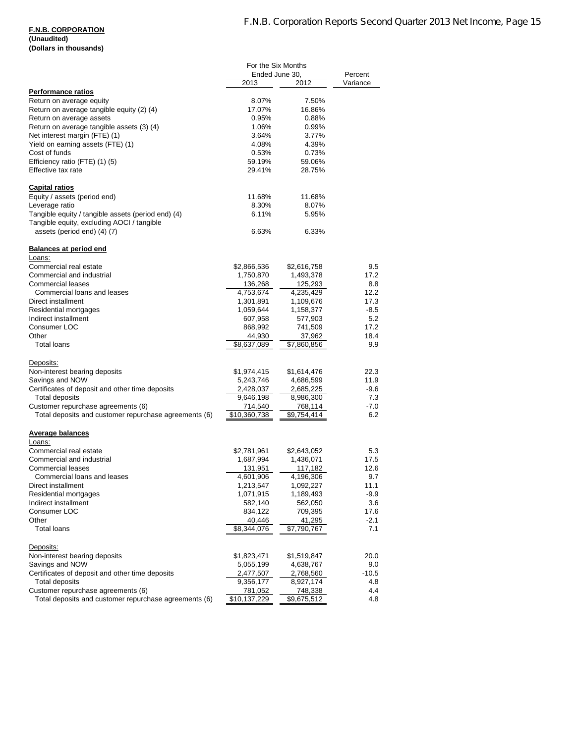**F.N.B. CORPORATION**
**(Unaudited)**
**(Dollars in thousands)**

| | For the Six Months Ended June 30, | | Percent |
|---|---|---|---|
| | 2013 | 2012 | Variance |
| **Performance ratios** | | | |
| Return on average equity | 8.07% | 7.50% | |
| Return on average tangible equity (2) (4) | 17.07% | 16.86% | |
| Return on average assets | 0.95% | 0.88% | |
| Return on average tangible assets (3) (4) | 1.06% | 0.99% | |
| Net interest margin (FTE) (1) | 3.64% | 3.77% | |
| Yield on earning assets (FTE) (1) | 4.08% | 4.39% | |
| Cost of funds | 0.53% | 0.73% | |
| Efficiency ratio (FTE) (1) (5) | 59.19% | 59.06% | |
| Effective tax rate | 29.41% | 28.75% | |
| **Capital ratios** | | | |
| Equity / assets (period end) | 11.68% | 11.68% | |
| Leverage ratio | 8.30% | 8.07% | |
| Tangible equity / tangible assets (period end) (4) | 6.11% | 5.95% | |
| Tangible equity, excluding AOCI / tangible assets (period end) (4) (7) | 6.63% | 6.33% | |
| **Balances at period end** | | | |
| Loans: | | | |
| Commercial real estate | $2,866,536 | $2,616,758 | 9.5 |
| Commercial and industrial | 1,750,870 | 1,493,378 | 17.2 |
| Commercial leases | 136,268 | 125,293 | 8.8 |
| Commercial loans and leases | 4,753,674 | 4,235,429 | 12.2 |
| Direct installment | 1,301,891 | 1,109,676 | 17.3 |
| Residential mortgages | 1,059,644 | 1,158,377 | -8.5 |
| Indirect installment | 607,958 | 577,903 | 5.2 |
| Consumer LOC | 868,992 | 741,509 | 17.2 |
| Other | 44,930 | 37,962 | 18.4 |
| Total loans | $8,637,089 | $7,860,856 | 9.9 |
| Deposits: | | | |
| Non-interest bearing deposits | $1,974,415 | $1,614,476 | 22.3 |
| Savings and NOW | 5,243,746 | 4,686,599 | 11.9 |
| Certificates of deposit and other time deposits | 2,428,037 | 2,685,225 | -9.6 |
| Total deposits | 9,646,198 | 8,986,300 | 7.3 |
| Customer repurchase agreements (6) | 714,540 | 768,114 | -7.0 |
| Total deposits and customer repurchase agreements (6) | $10,360,738 | $9,754,414 | 6.2 |
| **Average balances** | | | |
| Loans: | | | |
| Commercial real estate | $2,781,961 | $2,643,052 | 5.3 |
| Commercial and industrial | 1,687,994 | 1,436,071 | 17.5 |
| Commercial leases | 131,951 | 117,182 | 12.6 |
| Commercial loans and leases | 4,601,906 | 4,196,306 | 9.7 |
| Direct installment | 1,213,547 | 1,092,227 | 11.1 |
| Residential mortgages | 1,071,915 | 1,189,493 | -9.9 |
| Indirect installment | 582,140 | 562,050 | 3.6 |
| Consumer LOC | 834,122 | 709,395 | 17.6 |
| Other | 40,446 | 41,295 | -2.1 |
| Total loans | $8,344,076 | $7,790,767 | 7.1 |
| Deposits: | | | |
| Non-interest bearing deposits | $1,823,471 | $1,519,847 | 20.0 |
| Savings and NOW | 5,055,199 | 4,638,767 | 9.0 |
| Certificates of deposit and other time deposits | 2,477,507 | 2,768,560 | -10.5 |
| Total deposits | 9,356,177 | 8,927,174 | 4.8 |
| Customer repurchase agreements (6) | 781,052 | 748,338 | 4.4 |
| Total deposits and customer repurchase agreements (6) | $10,137,229 | $9,675,512 | 4.8 |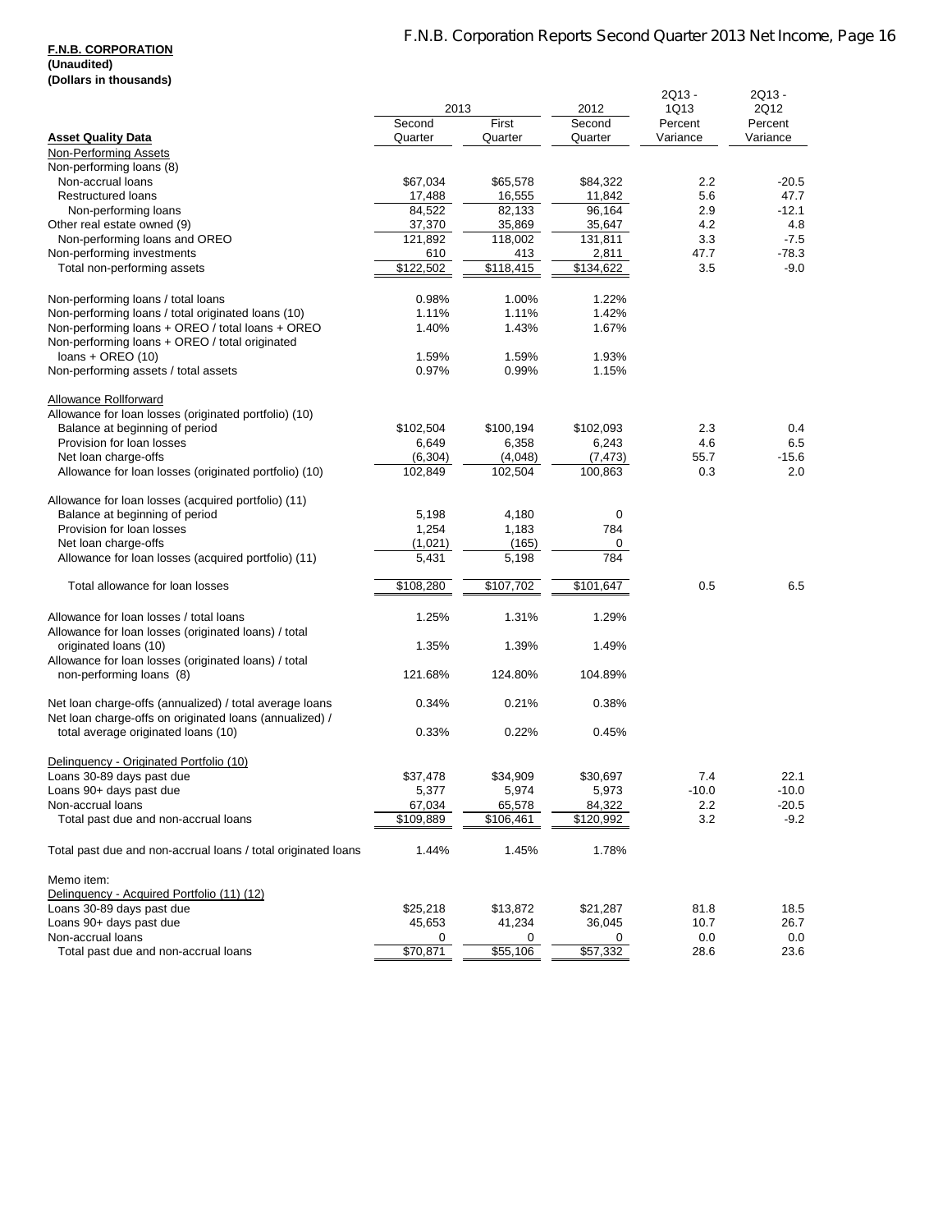**F.N.B. CORPORATION**
**(Unaudited)**
**(Dollars in thousands)**

| **Asset Quality Data** | 2013 Second Quarter | 2013 First Quarter | 2012 Second Quarter | 2Q13 - 1Q13 Percent Variance | 2Q13 - 2Q12 Percent Variance |
|---|---|---|---|---|---|
| Non-Performing Assets | | | | | |
| Non-performing loans (8) | | | | | |
| Non-accrual loans | $67,034 | $65,578 | $84,322 | 2.2 | -20.5 |
| Restructured loans | 17,488 | 16,555 | 11,842 | 5.6 | 47.7 |
| Non-performing loans | 84,522 | 82,133 | 96,164 | 2.9 | -12.1 |
| Other real estate owned (9) | 37,370 | 35,869 | 35,647 | 4.2 | 4.8 |
| Non-performing loans and OREO | 121,892 | 118,002 | 131,811 | 3.3 | -7.5 |
| Non-performing investments | 610 | 413 | 2,811 | 47.7 | -78.3 |
| Total non-performing assets | $122,502 | $118,415 | $134,622 | 3.5 | -9.0 |
| | | | | | |
| Non-performing loans / total loans | 0.98% | 1.00% | 1.22% | | |
| Non-performing loans / total originated loans (10) | 1.11% | 1.11% | 1.42% | | |
| Non-performing loans + OREO / total loans + OREO | 1.40% | 1.43% | 1.67% | | |
| Non-performing loans + OREO / total originated loans + OREO (10) | 1.59% | 1.59% | 1.93% | | |
| Non-performing assets / total assets | 0.97% | 0.99% | 1.15% | | |
| | | | | | |
| Allowance Rollforward | | | | | |
| Allowance for loan losses (originated portfolio) (10) | | | | | |
| Balance at beginning of period | $102,504 | $100,194 | $102,093 | 2.3 | 0.4 |
| Provision for loan losses | 6,649 | 6,358 | 6,243 | 4.6 | 6.5 |
| Net loan charge-offs | (6,304) | (4,048) | (7,473) | 55.7 | -15.6 |
| Allowance for loan losses (originated portfolio) (10) | 102,849 | 102,504 | 100,863 | 0.3 | 2.0 |
| | | | | | |
| Allowance for loan losses (acquired portfolio) (11) | | | | | |
| Balance at beginning of period | 5,198 | 4,180 | 0 | | |
| Provision for loan losses | 1,254 | 1,183 | 784 | | |
| Net loan charge-offs | (1,021) | (165) | 0 | | |
| Allowance for loan losses (acquired portfolio) (11) | 5,431 | 5,198 | 784 | | |
| | | | | | |
| Total allowance for loan losses | $108,280 | $107,702 | $101,647 | 0.5 | 6.5 |
| | | | | | |
| Allowance for loan losses / total loans | 1.25% | 1.31% | 1.29% | | |
| Allowance for loan losses (originated loans) / total originated loans (10) | 1.35% | 1.39% | 1.49% | | |
| Allowance for loan losses (originated loans) / total non-performing loans (8) | 121.68% | 124.80% | 104.89% | | |
| | | | | | |
| Net loan charge-offs (annualized) / total average loans | 0.34% | 0.21% | 0.38% | | |
| Net loan charge-offs on originated loans (annualized) / total average originated loans (10) | 0.33% | 0.22% | 0.45% | | |
| | | | | | |
| Delinquency - Originated Portfolio (10) | | | | | |
| Loans 30-89 days past due | $37,478 | $34,909 | $30,697 | 7.4 | 22.1 |
| Loans 90+ days past due | 5,377 | 5,974 | 5,973 | -10.0 | -10.0 |
| Non-accrual loans | 67,034 | 65,578 | 84,322 | 2.2 | -20.5 |
| Total past due and non-accrual loans | $109,889 | $106,461 | $120,992 | 3.2 | -9.2 |
| | | | | | |
| Total past due and non-accrual loans / total originated loans | 1.44% | 1.45% | 1.78% | | |
| | | | | | |
| Memo item: | | | | | |
| Delinquency - Acquired Portfolio (11) (12) | | | | | |
| Loans 30-89 days past due | $25,218 | $13,872 | $21,287 | 81.8 | 18.5 |
| Loans 90+ days past due | 45,653 | 41,234 | 36,045 | 10.7 | 26.7 |
| Non-accrual loans | 0 | 0 | 0 | 0.0 | 0.0 |
| Total past due and non-accrual loans | $70,871 | $55,106 | $57,332 | 28.6 | 23.6 |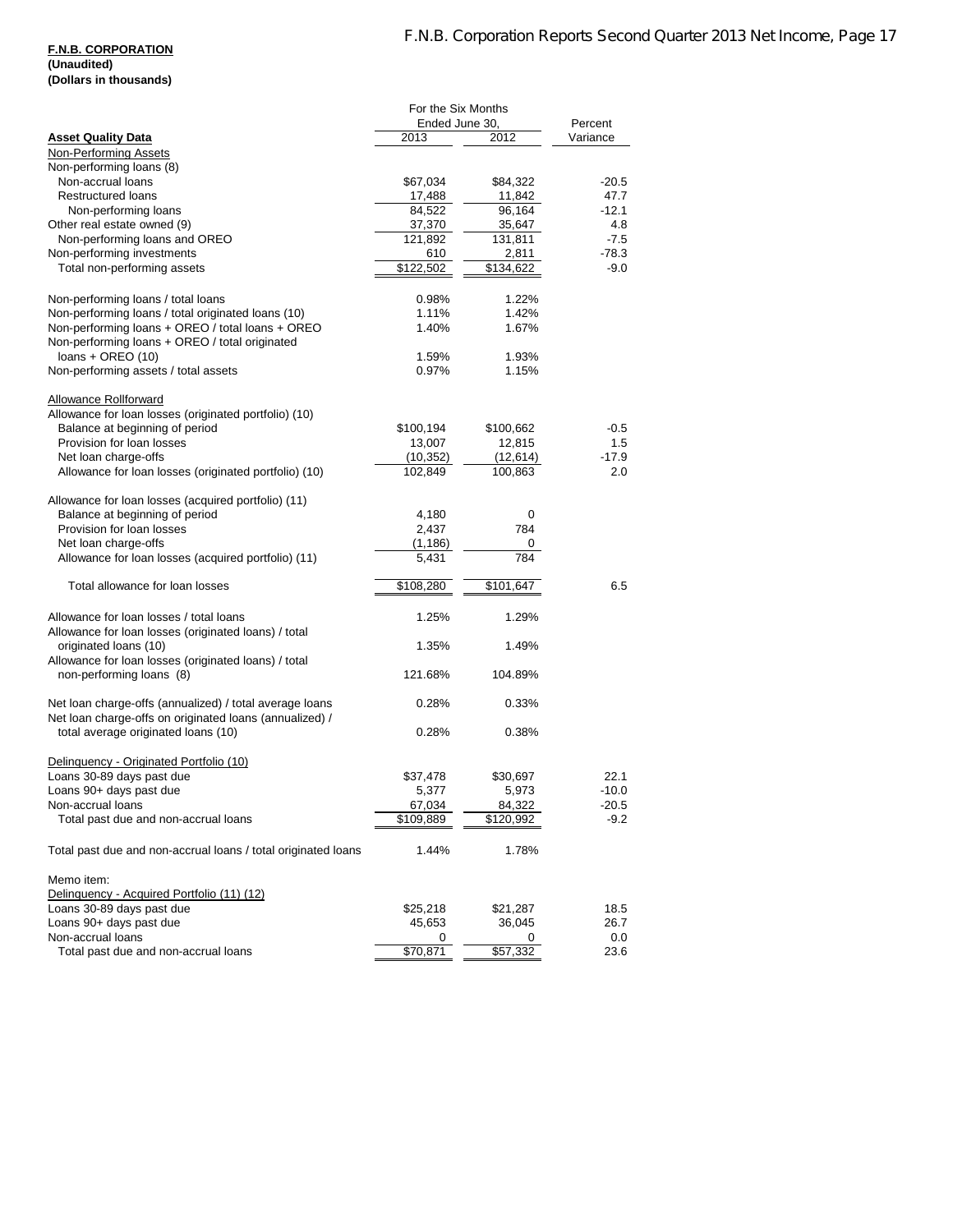**F.N.B. CORPORATION**
**(Unaudited)**
**(Dollars in thousands)**

| Asset Quality Data | For the Six Months Ended June 30, 2013 | 2012 | Percent Variance |
|---|---|---|---|
| Non-Performing Assets | | | |
| Non-performing loans (8) | | | |
| Non-accrual loans | $67,034 | $84,322 | -20.5 |
| Restructured loans | 17,488 | 11,842 | 47.7 |
| Non-performing loans | 84,522 | 96,164 | -12.1 |
| Other real estate owned (9) | 37,370 | 35,647 | 4.8 |
| Non-performing loans and OREO | 121,892 | 131,811 | -7.5 |
| Non-performing investments | 610 | 2,811 | -78.3 |
| Total non-performing assets | $122,502 | $134,622 | -9.0 |
| | | | |
| Non-performing loans / total loans | 0.98% | 1.22% | |
| Non-performing loans / total originated loans (10) | 1.11% | 1.42% | |
| Non-performing loans + OREO / total loans + OREO | 1.40% | 1.67% | |
| Non-performing loans + OREO / total originated loans + OREO (10) | 1.59% | 1.93% | |
| Non-performing assets / total assets | 0.97% | 1.15% | |
| | | | |
| Allowance Rollforward | | | |
| Allowance for loan losses (originated portfolio) (10) | | | |
| Balance at beginning of period | $100,194 | $100,662 | -0.5 |
| Provision for loan losses | 13,007 | 12,815 | 1.5 |
| Net loan charge-offs | (10,352) | (12,614) | -17.9 |
| Allowance for loan losses (originated portfolio) (10) | 102,849 | 100,863 | 2.0 |
| | | | |
| Allowance for loan losses (acquired portfolio) (11) | | | |
| Balance at beginning of period | 4,180 | 0 | |
| Provision for loan losses | 2,437 | 784 | |
| Net loan charge-offs | (1,186) | 0 | |
| Allowance for loan losses (acquired portfolio) (11) | 5,431 | 784 | |
| | | | |
| Total allowance for loan losses | $108,280 | $101,647 | 6.5 |
| | | | |
| Allowance for loan losses / total loans | 1.25% | 1.29% | |
| Allowance for loan losses (originated loans) / total originated loans (10) | 1.35% | 1.49% | |
| Allowance for loan losses (originated loans) / total non-performing loans (8) | 121.68% | 104.89% | |
| | | | |
| Net loan charge-offs (annualized) / total average loans | 0.28% | 0.33% | |
| Net loan charge-offs on originated loans (annualized) / total average originated loans (10) | 0.28% | 0.38% | |
| | | | |
| Delinquency - Originated Portfolio (10) | | | |
| Loans 30-89 days past due | $37,478 | $30,697 | 22.1 |
| Loans 90+ days past due | 5,377 | 5,973 | -10.0 |
| Non-accrual loans | 67,034 | 84,322 | -20.5 |
| Total past due and non-accrual loans | $109,889 | $120,992 | -9.2 |
| | | | |
| Total past due and non-accrual loans / total originated loans | 1.44% | 1.78% | |
| | | | |
| Memo item: | | | |
| Delinquency - Acquired Portfolio (11) (12) | | | |
| Loans 30-89 days past due | $25,218 | $21,287 | 18.5 |
| Loans 90+ days past due | 45,653 | 36,045 | 26.7 |
| Non-accrual loans | 0 | 0 | 0.0 |
| Total past due and non-accrual loans | $70,871 | $57,332 | 23.6 |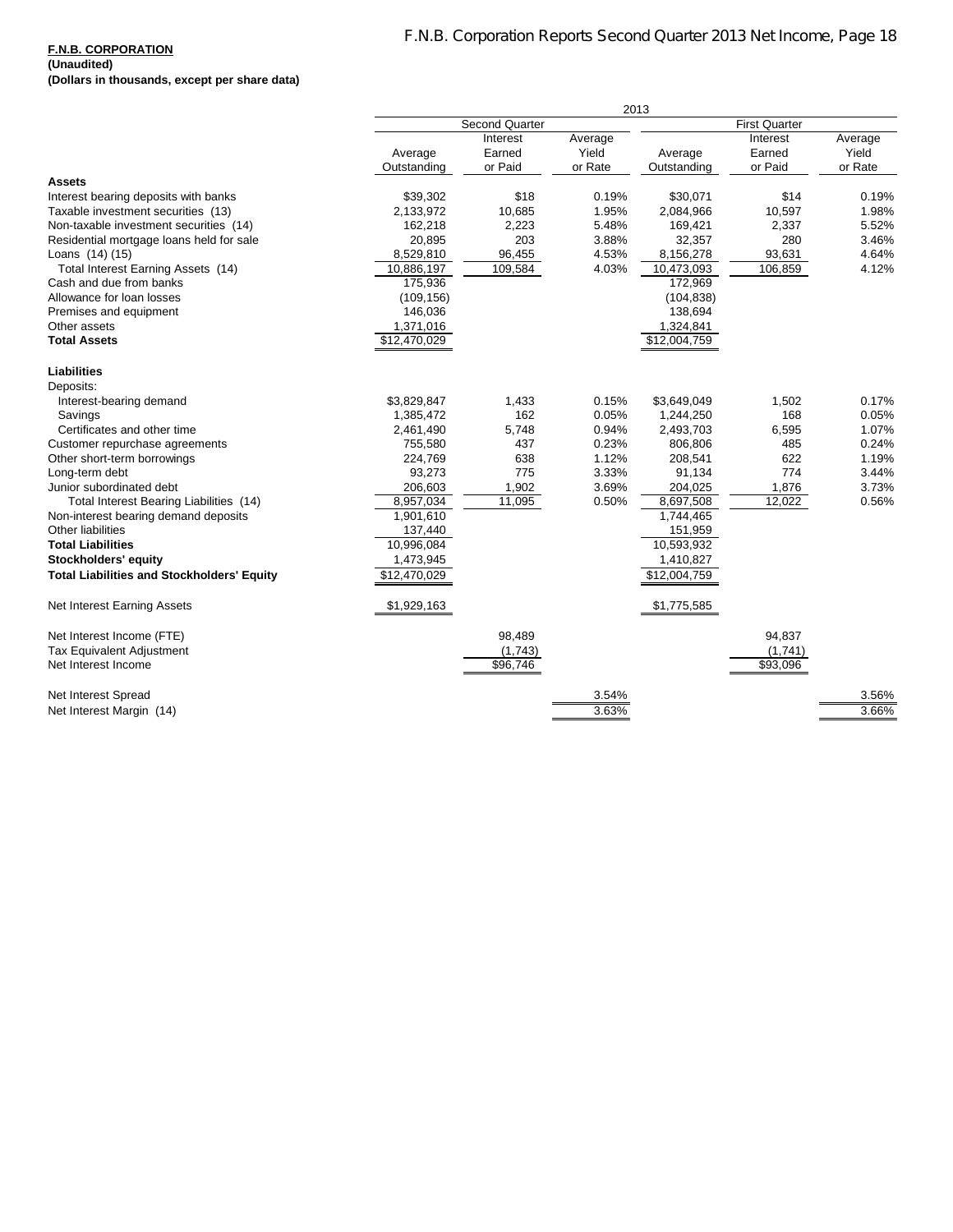**F.N.B. CORPORATION**
**(Unaudited)**
**(Dollars in thousands, except per share data)**

| | 2013 | | | | | |
|---|---|---|---|---|---|---|
| | Second Quarter | | | First Quarter | | |
| | Average Outstanding | Interest Earned or Paid | Average Yield or Rate | Average Outstanding | Interest Earned or Paid | Average Yield or Rate |
| **Assets** | | | | | | |
| Interest bearing deposits with banks | $39,302 | $18 | 0.19% | $30,071 | $14 | 0.19% |
| Taxable investment securities (13) | 2,133,972 | 10,685 | 1.95% | 2,084,966 | 10,597 | 1.98% |
| Non-taxable investment securities (14) | 162,218 | 2,223 | 5.48% | 169,421 | 2,337 | 5.52% |
| Residential mortgage loans held for sale | 20,895 | 203 | 3.88% | 32,357 | 280 | 3.46% |
| Loans (14) (15) | 8,529,810 | 96,455 | 4.53% | 8,156,278 | 93,631 | 4.64% |
| Total Interest Earning Assets (14) | 10,886,197 | 109,584 | 4.03% | 10,473,093 | 106,859 | 4.12% |
| Cash and due from banks | 175,936 | | | 172,969 | | |
| Allowance for loan losses | (109,156) | | | (104,838) | | |
| Premises and equipment | 146,036 | | | 138,694 | | |
| Other assets | 1,371,016 | | | 1,324,841 | | |
| **Total Assets** | $12,470,029 | | | $12,004,759 | | |
| **Liabilities** | | | | | | |
| Deposits: | | | | | | |
| Interest-bearing demand | $3,829,847 | 1,433 | 0.15% | $3,649,049 | 1,502 | 0.17% |
| Savings | 1,385,472 | 162 | 0.05% | 1,244,250 | 168 | 0.05% |
| Certificates and other time | 2,461,490 | 5,748 | 0.94% | 2,493,703 | 6,595 | 1.07% |
| Customer repurchase agreements | 755,580 | 437 | 0.23% | 806,806 | 485 | 0.24% |
| Other short-term borrowings | 224,769 | 638 | 1.12% | 208,541 | 622 | 1.19% |
| Long-term debt | 93,273 | 775 | 3.33% | 91,134 | 774 | 3.44% |
| Junior subordinated debt | 206,603 | 1,902 | 3.69% | 204,025 | 1,876 | 3.73% |
| Total Interest Bearing Liabilities (14) | 8,957,034 | 11,095 | 0.50% | 8,697,508 | 12,022 | 0.56% |
| Non-interest bearing demand deposits | 1,901,610 | | | 1,744,465 | | |
| Other liabilities | 137,440 | | | 151,959 | | |
| **Total Liabilities** | 10,996,084 | | | 10,593,932 | | |
| **Stockholders' equity** | 1,473,945 | | | 1,410,827 | | |
| **Total Liabilities and Stockholders' Equity** | $12,470,029 | | | $12,004,759 | | |
| Net Interest Earning Assets | $1,929,163 | | | $1,775,585 | | |
| Net Interest Income (FTE) | | 98,489 | | | 94,837 | |
| Tax Equivalent Adjustment | | (1,743) | | | (1,741) | |
| Net Interest Income | | $96,746 | | | $93,096 | |
| Net Interest Spread | | | 3.54% | | | 3.56% |
| Net Interest Margin (14) | | | 3.63% | | | 3.66% |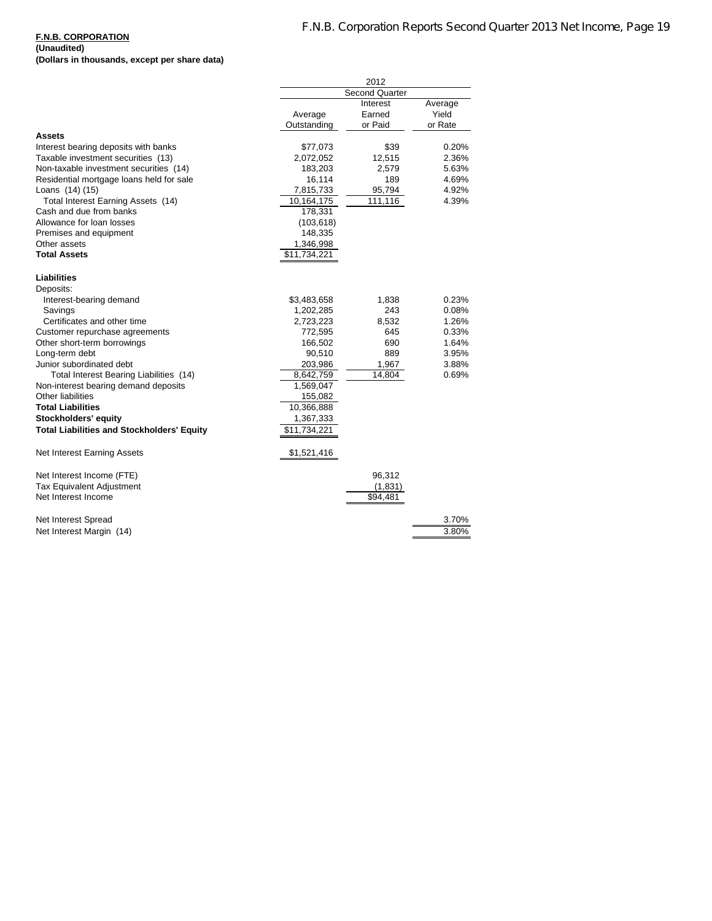**F.N.B. CORPORATION**
**(Unaudited)**
**(Dollars in thousands, except per share data)**

| | 2012 | | |
|---|---|---|---|
| | Second Quarter | | |
| | Average Outstanding | Interest Earned or Paid | Average Yield or Rate |
| **Assets** | | | |
| Interest bearing deposits with banks | $77,073 | $39 | 0.20% |
| Taxable investment securities (13) | 2,072,052 | 12,515 | 2.36% |
| Non-taxable investment securities (14) | 183,203 | 2,579 | 5.63% |
| Residential mortgage loans held for sale | 16,114 | 189 | 4.69% |
| Loans (14) (15) | 7,815,733 | 95,794 | 4.92% |
| Total Interest Earning Assets (14) | 10,164,175 | 111,116 | 4.39% |
| Cash and due from banks | 178,331 | | |
| Allowance for loan losses | (103,618) | | |
| Premises and equipment | 148,335 | | |
| Other assets | 1,346,998 | | |
| **Total Assets** | $11,734,221 | | |
| **Liabilities** | | | |
| Deposits: | | | |
| Interest-bearing demand | $3,483,658 | 1,838 | 0.23% |
| Savings | 1,202,285 | 243 | 0.08% |
| Certificates and other time | 2,723,223 | 8,532 | 1.26% |
| Customer repurchase agreements | 772,595 | 645 | 0.33% |
| Other short-term borrowings | 166,502 | 690 | 1.64% |
| Long-term debt | 90,510 | 889 | 3.95% |
| Junior subordinated debt | 203,986 | 1,967 | 3.88% |
| Total Interest Bearing Liabilities (14) | 8,642,759 | 14,804 | 0.69% |
| Non-interest bearing demand deposits | 1,569,047 | | |
| Other liabilities | 155,082 | | |
| **Total Liabilities** | 10,366,888 | | |
| **Stockholders' equity** | 1,367,333 | | |
| **Total Liabilities and Stockholders' Equity** | $11,734,221 | | |
| Net Interest Earning Assets | $1,521,416 | | |
| Net Interest Income (FTE) | | 96,312 | |
| Tax Equivalent Adjustment | | (1,831) | |
| Net Interest Income | | $94,481 | |
| Net Interest Spread | | | 3.70% |
| Net Interest Margin (14) | | | 3.80% |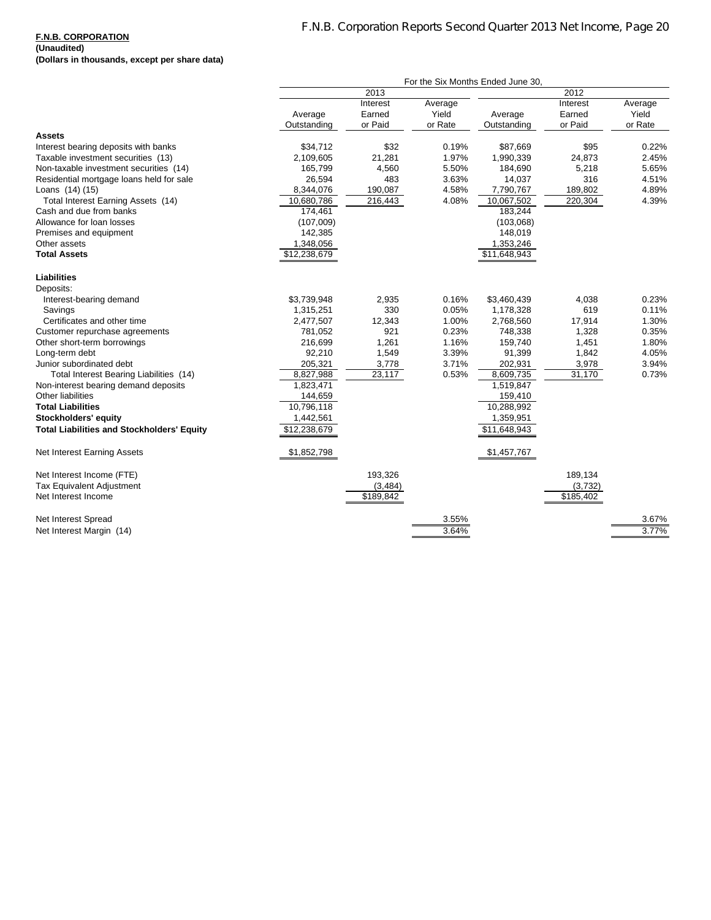**F.N.B. CORPORATION**
**(Unaudited)**
**(Dollars in thousands, except per share data)**

| | For the Six Months Ended June 30, | | | | | |
|---|---|---|---|---|---|---|
| | 2013 | | | 2012 | | |
| | Average Outstanding | Interest Earned or Paid | Average Yield or Rate | Average Outstanding | Interest Earned or Paid | Average Yield or Rate |
| **Assets** | | | | | | |
| Interest bearing deposits with banks | $34,712 | $32 | 0.19% | $87,669 | $95 | 0.22% |
| Taxable investment securities (13) | 2,109,605 | 21,281 | 1.97% | 1,990,339 | 24,873 | 2.45% |
| Non-taxable investment securities (14) | 165,799 | 4,560 | 5.50% | 184,690 | 5,218 | 5.65% |
| Residential mortgage loans held for sale | 26,594 | 483 | 3.63% | 14,037 | 316 | 4.51% |
| Loans (14) (15) | 8,344,076 | 190,087 | 4.58% | 7,790,767 | 189,802 | 4.89% |
| Total Interest Earning Assets (14) | 10,680,786 | 216,443 | 4.08% | 10,067,502 | 220,304 | 4.39% |
| Cash and due from banks | 174,461 | | | 183,244 | | |
| Allowance for loan losses | (107,009) | | | (103,068) | | |
| Premises and equipment | 142,385 | | | 148,019 | | |
| Other assets | 1,348,056 | | | 1,353,246 | | |
| **Total Assets** | $12,238,679 | | | $11,648,943 | | |
| **Liabilities** | | | | | | |
| Deposits: | | | | | | |
| Interest-bearing demand | $3,739,948 | 2,935 | 0.16% | $3,460,439 | 4,038 | 0.23% |
| Savings | 1,315,251 | 330 | 0.05% | 1,178,328 | 619 | 0.11% |
| Certificates and other time | 2,477,507 | 12,343 | 1.00% | 2,768,560 | 17,914 | 1.30% |
| Customer repurchase agreements | 781,052 | 921 | 0.23% | 748,338 | 1,328 | 0.35% |
| Other short-term borrowings | 216,699 | 1,261 | 1.16% | 159,740 | 1,451 | 1.80% |
| Long-term debt | 92,210 | 1,549 | 3.39% | 91,399 | 1,842 | 4.05% |
| Junior subordinated debt | 205,321 | 3,778 | 3.71% | 202,931 | 3,978 | 3.94% |
| Total Interest Bearing Liabilities (14) | 8,827,988 | 23,117 | 0.53% | 8,609,735 | 31,170 | 0.73% |
| Non-interest bearing demand deposits | 1,823,471 | | | 1,519,847 | | |
| Other liabilities | 144,659 | | | 159,410 | | |
| **Total Liabilities** | 10,796,118 | | | 10,288,992 | | |
| **Stockholders' equity** | 1,442,561 | | | 1,359,951 | | |
| **Total Liabilities and Stockholders' Equity** | $12,238,679 | | | $11,648,943 | | |
| Net Interest Earning Assets | $1,852,798 | | | $1,457,767 | | |
| Net Interest Income (FTE) | | 193,326 | | | 189,134 | |
| Tax Equivalent Adjustment | | (3,484) | | | (3,732) | |
| Net Interest Income | | $189,842 | | | $185,402 | |
| Net Interest Spread | | | 3.55% | | | 3.67% |
| Net Interest Margin (14) | | | 3.64% | | | 3.77% |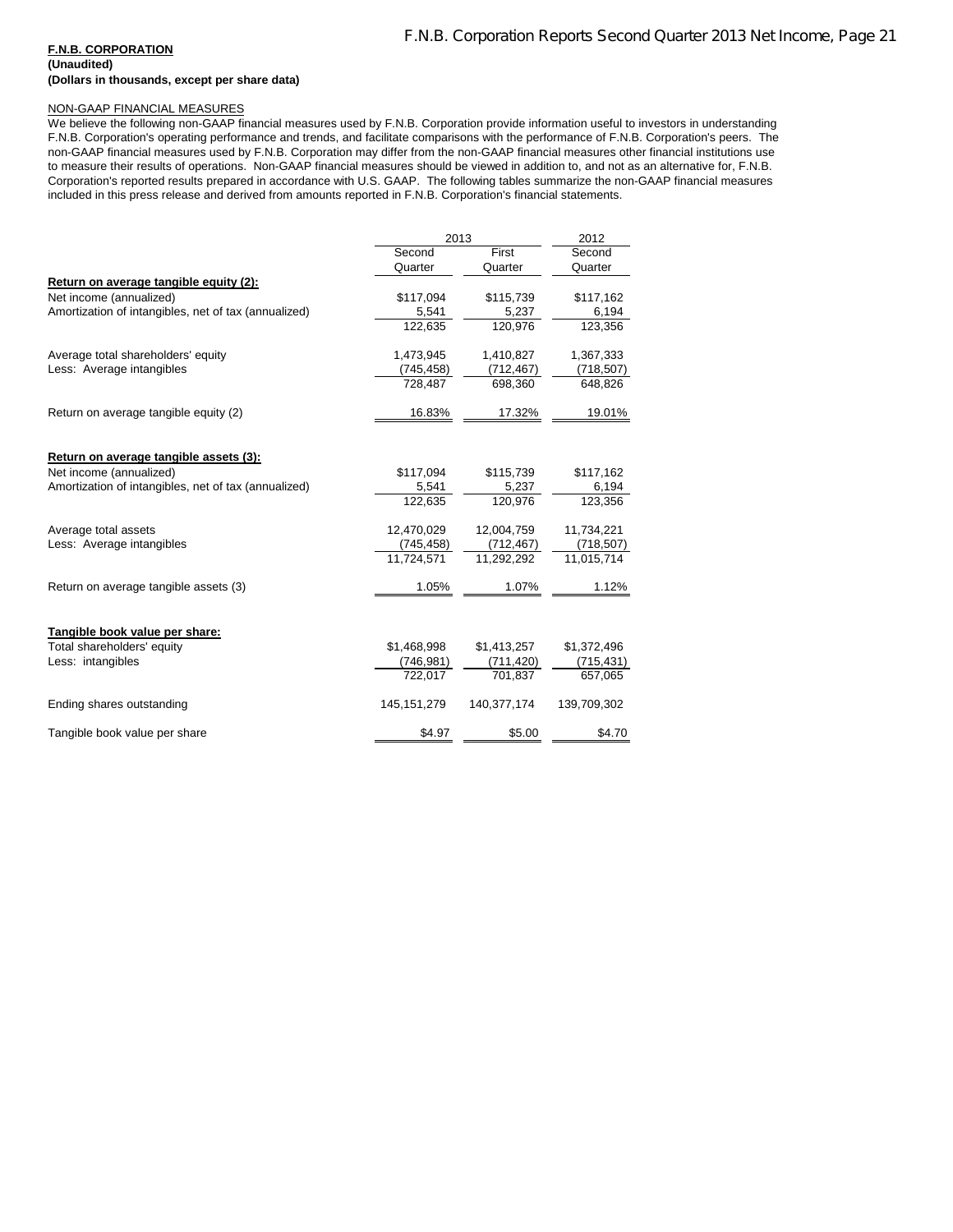**F.N.B. CORPORATION**
**(Unaudited)**
**(Dollars in thousands, except per share data)**

NON-GAAP FINANCIAL MEASURES

We believe the following non-GAAP financial measures used by F.N.B. Corporation provide information useful to investors in understanding F.N.B. Corporation's operating performance and trends, and facilitate comparisons with the performance of F.N.B. Corporation's peers. The non-GAAP financial measures used by F.N.B. Corporation may differ from the non-GAAP financial measures other financial institutions use to measure their results of operations. Non-GAAP financial measures should be viewed in addition to, and not as an alternative for, F.N.B. Corporation's reported results prepared in accordance with U.S. GAAP. The following tables summarize the non-GAAP financial measures included in this press release and derived from amounts reported in F.N.B. Corporation's financial statements.

| | 2013 | | 2012 |
|---|---|---|---|
| | Second Quarter | First Quarter | Second Quarter |
| **Return on average tangible equity (2):** | | | |
| Net income (annualized) | $117,094 | $115,739 | $117,162 |
| Amortization of intangibles, net of tax (annualized) | 5,541 | 5,237 | 6,194 |
| | 122,635 | 120,976 | 123,356 |
| Average total shareholders' equity | 1,473,945 | 1,410,827 | 1,367,333 |
| Less: Average intangibles | (745,458) | (712,467) | (718,507) |
| | 728,487 | 698,360 | 648,826 |
| Return on average tangible equity (2) | 16.83% | 17.32% | 19.01% |
| **Return on average tangible assets (3):** | | | |
| Net income (annualized) | $117,094 | $115,739 | $117,162 |
| Amortization of intangibles, net of tax (annualized) | 5,541 | 5,237 | 6,194 |
| | 122,635 | 120,976 | 123,356 |
| Average total assets | 12,470,029 | 12,004,759 | 11,734,221 |
| Less: Average intangibles | (745,458) | (712,467) | (718,507) |
| | 11,724,571 | 11,292,292 | 11,015,714 |
| Return on average tangible assets (3) | 1.05% | 1.07% | 1.12% |
| **Tangible book value per share:** | | | |
| Total shareholders' equity | $1,468,998 | $1,413,257 | $1,372,496 |
| Less: intangibles | (746,981) | (711,420) | (715,431) |
| | 722,017 | 701,837 | 657,065 |
| Ending shares outstanding | 145,151,279 | 140,377,174 | 139,709,302 |
| Tangible book value per share | $4.97 | $5.00 | $4.70 |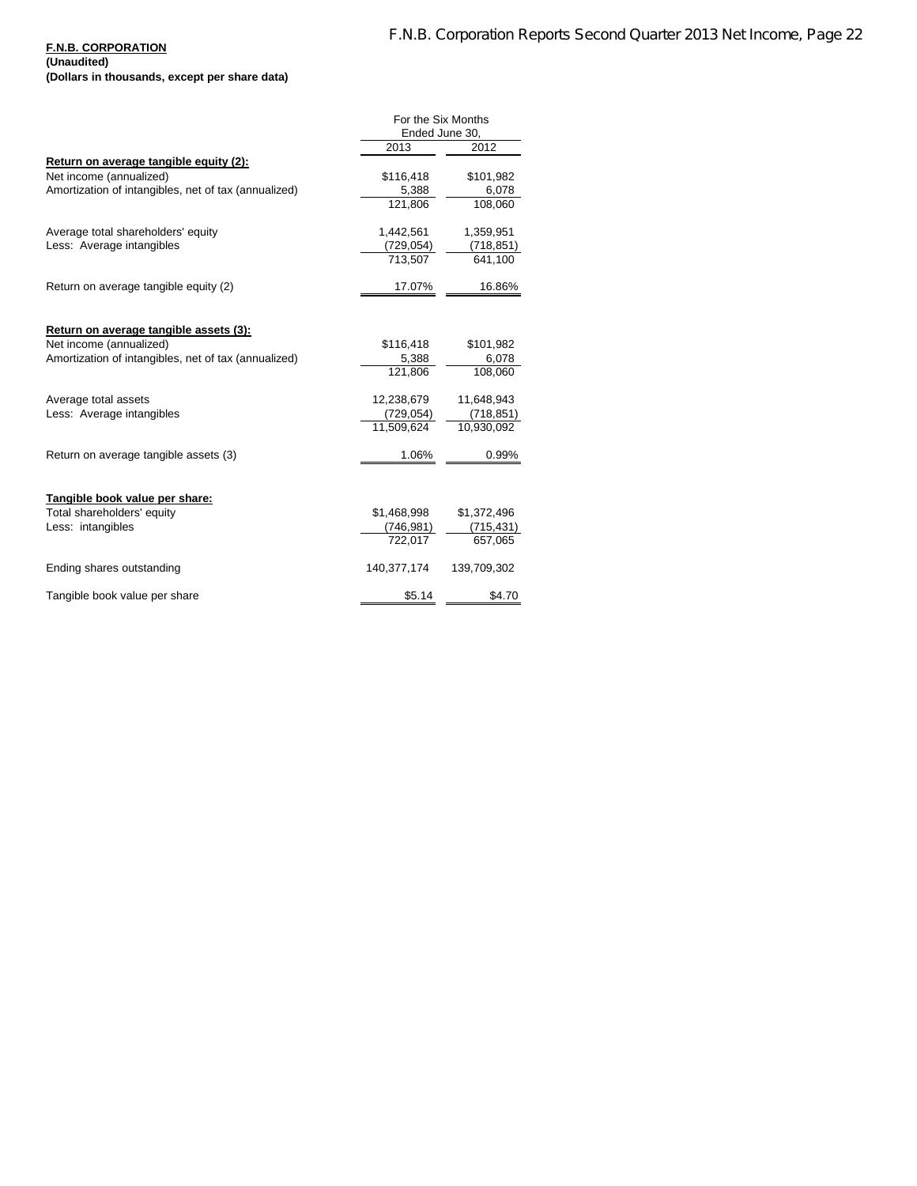**F.N.B. CORPORATION**
**(Unaudited)**
**(Dollars in thousands, except per share data)**

| | For the Six Months Ended June 30, | |
|---|---|---|
| | 2013 | 2012 |
| **Return on average tangible equity (2):** | | |
| Net income (annualized) | $116,418 | $101,982 |
| Amortization of intangibles, net of tax (annualized) | 5,388 | 6,078 |
| | 121,806 | 108,060 |
| | | |
| Average total shareholders' equity | 1,442,561 | 1,359,951 |
| Less: Average intangibles | (729,054) | (718,851) |
| | 713,507 | 641,100 |
| | | |
| Return on average tangible equity (2) | 17.07% | 16.86% |
| | | |
| **Return on average tangible assets (3):** | | |
| Net income (annualized) | $116,418 | $101,982 |
| Amortization of intangibles, net of tax (annualized) | 5,388 | 6,078 |
| | 121,806 | 108,060 |
| | | |
| Average total assets | 12,238,679 | 11,648,943 |
| Less: Average intangibles | (729,054) | (718,851) |
| | 11,509,624 | 10,930,092 |
| | | |
| Return on average tangible assets (3) | 1.06% | 0.99% |
| | | |
| **Tangible book value per share:** | | |
| Total shareholders' equity | $1,468,998 | $1,372,496 |
| Less: intangibles | (746,981) | (715,431) |
| | 722,017 | 657,065 |
| | | |
| Ending shares outstanding | 140,377,174 | 139,709,302 |
| | | |
| Tangible book value per share | $5.14 | $4.70 |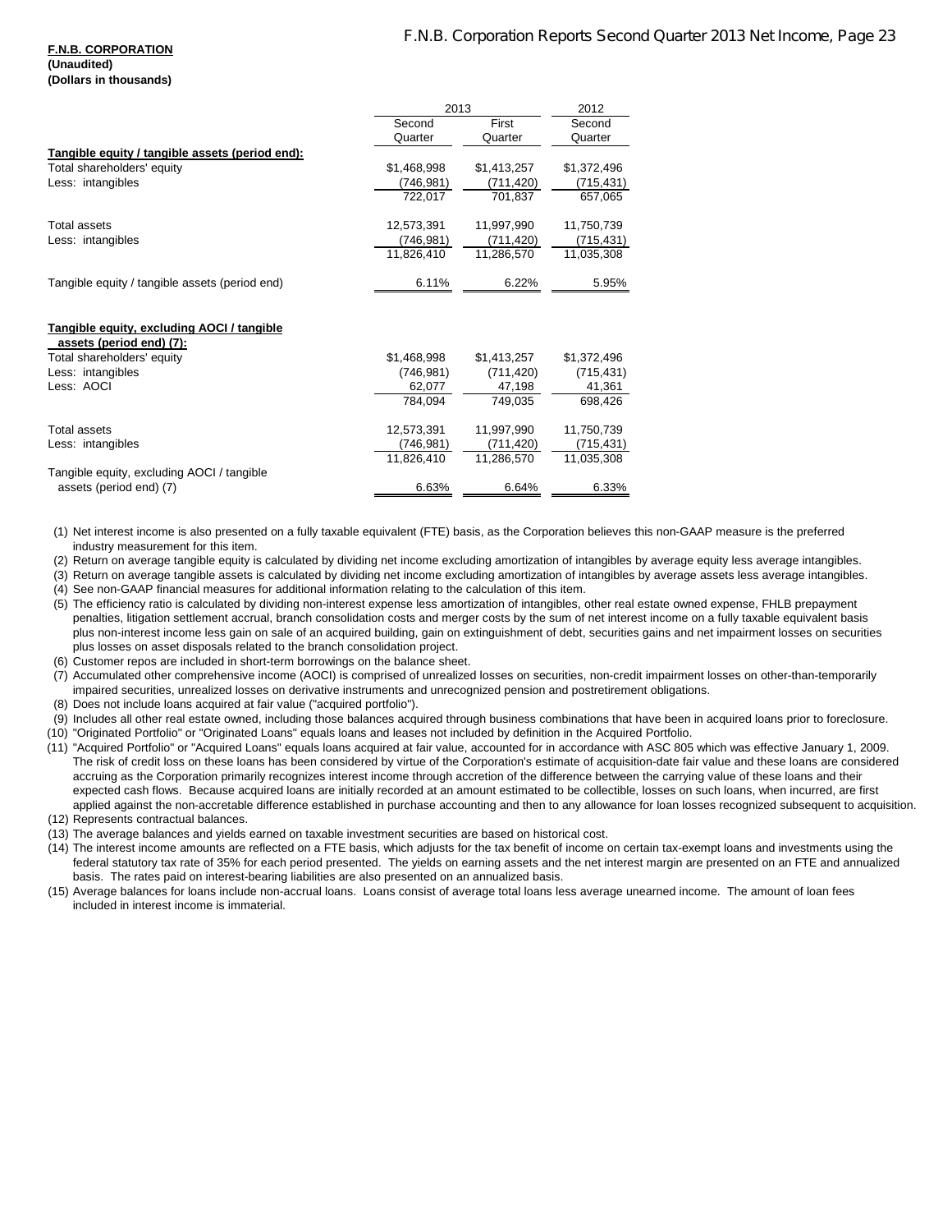**F.N.B. CORPORATION**
**(Unaudited)**
**(Dollars in thousands)**

| | 2013 | | 2012 |
|---|---|---|---|
| | Second Quarter | First Quarter | Second Quarter |
| **Tangible equity / tangible assets (period end):** | | | |
| Total shareholders' equity | $1,468,998 | $1,413,257 | $1,372,496 |
| Less: intangibles | (746,981) | (711,420) | (715,431) |
| | 722,017 | 701,837 | 657,065 |
| Total assets | 12,573,391 | 11,997,990 | 11,750,739 |
| Less: intangibles | (746,981) | (711,420) | (715,431) |
| | 11,826,410 | 11,286,570 | 11,035,308 |
| Tangible equity / tangible assets (period end) | 6.11% | 6.22% | 5.95% |
| **Tangible equity, excluding AOCI / tangible assets (period end) (7):** | | | |
| Total shareholders' equity | $1,468,998 | $1,413,257 | $1,372,496 |
| Less: intangibles | (746,981) | (711,420) | (715,431) |
| Less: AOCI | 62,077 | 47,198 | 41,361 |
| | 784,094 | 749,035 | 698,426 |
| Total assets | 12,573,391 | 11,997,990 | 11,750,739 |
| Less: intangibles | (746,981) | (711,420) | (715,431) |
| | 11,826,410 | 11,286,570 | 11,035,308 |
| Tangible equity, excluding AOCI / tangible assets (period end) (7) | 6.63% | 6.64% | 6.33% |

(1) Net interest income is also presented on a fully taxable equivalent (FTE) basis, as the Corporation believes this non-GAAP measure is the preferred industry measurement for this item.

(2) Return on average tangible equity is calculated by dividing net income excluding amortization of intangibles by average equity less average intangibles.

(3) Return on average tangible assets is calculated by dividing net income excluding amortization of intangibles by average assets less average intangibles.

(4) See non-GAAP financial measures for additional information relating to the calculation of this item.

(5) The efficiency ratio is calculated by dividing non-interest expense less amortization of intangibles, other real estate owned expense, FHLB prepayment penalties, litigation settlement accrual, branch consolidation costs and merger costs by the sum of net interest income on a fully taxable equivalent basis plus non-interest income less gain on sale of an acquired building, gain on extinguishment of debt, securities gains and net impairment losses on securities plus losses on asset disposals related to the branch consolidation project.

(6) Customer repos are included in short-term borrowings on the balance sheet.

(7) Accumulated other comprehensive income (AOCI) is comprised of unrealized losses on securities, non-credit impairment losses on other-than-temporarily impaired securities, unrealized losses on derivative instruments and unrecognized pension and postretirement obligations.

(8) Does not include loans acquired at fair value ("acquired portfolio").

(9) Includes all other real estate owned, including those balances acquired through business combinations that have been in acquired loans prior to foreclosure.

(10) "Originated Portfolio" or "Originated Loans" equals loans and leases not included by definition in the Acquired Portfolio.

(11) "Acquired Portfolio" or "Acquired Loans" equals loans acquired at fair value, accounted for in accordance with ASC 805 which was effective January 1, 2009. The risk of credit loss on these loans has been considered by virtue of the Corporation's estimate of acquisition-date fair value and these loans are considered accruing as the Corporation primarily recognizes interest income through accretion of the difference between the carrying value of these loans and their expected cash flows. Because acquired loans are initially recorded at an amount estimated to be collectible, losses on such loans, when incurred, are first applied against the non-accretable difference established in purchase accounting and then to any allowance for loan losses recognized subsequent to acquisition.

(12) Represents contractual balances.

(13) The average balances and yields earned on taxable investment securities are based on historical cost.

(14) The interest income amounts are reflected on a FTE basis, which adjusts for the tax benefit of income on certain tax-exempt loans and investments using the federal statutory tax rate of 35% for each period presented. The yields on earning assets and the net interest margin are presented on an FTE and annualized basis. The rates paid on interest-bearing liabilities are also presented on an annualized basis.

(15) Average balances for loans include non-accrual loans. Loans consist of average total loans less average unearned income. The amount of loan fees included in interest income is immaterial.